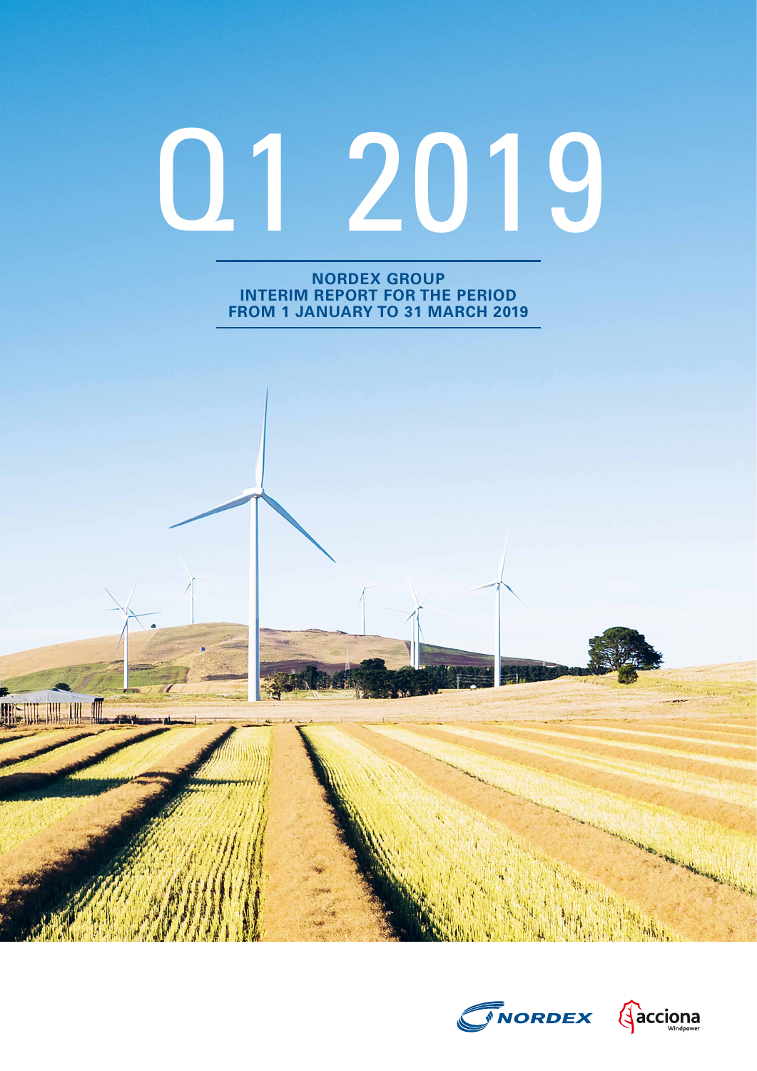# Q1 2019

**NORDEX GROUP**
**INTERIM REPORT FOR THE PERIOD FROM 1 JANUARY TO 31 MARCH 2019**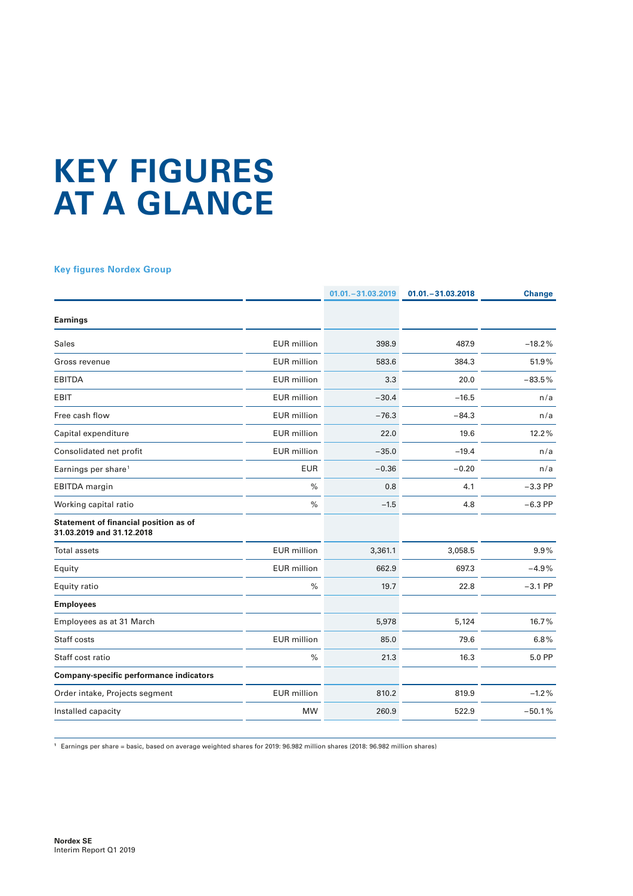# KEY FIGURES AT A GLANCE

### Key figures Nordex Group

| | | 01.01. – 31.03.2019 | 01.01. – 31.03.2018 | Change |
|---|---|---|---|---|
| **Earnings** | | | | |
| Sales | EUR million | 398.9 | 487.9 | –18.2% |
| Gross revenue | EUR million | 583.6 | 384.3 | 51.9% |
| EBITDA | EUR million | 3.3 | 20.0 | –83.5% |
| EBIT | EUR million | –30.4 | –16.5 | n/a |
| Free cash flow | EUR million | –76.3 | –84.3 | n/a |
| Capital expenditure | EUR million | 22.0 | 19.6 | 12.2% |
| Consolidated net profit | EUR million | –35.0 | –19.4 | n/a |
| Earnings per share[1] | EUR | –0.36 | –0.20 | n/a |
| EBITDA margin | % | 0.8 | 4.1 | –3.3 PP |
| Working capital ratio | % | –1.5 | 4.8 | –6.3 PP |
| **Statement of financial position as of 31.03.2019 and 31.12.2018** | | | | |
| Total assets | EUR million | 3,361.1 | 3,058.5 | 9.9% |
| Equity | EUR million | 662.9 | 697.3 | –4.9% |
| Equity ratio | % | 19.7 | 22.8 | –3.1 PP |
| **Employees** | | | | |
| Employees as at 31 March | | 5,978 | 5,124 | 16.7% |
| Staff costs | EUR million | 85.0 | 79.6 | 6.8% |
| Staff cost ratio | % | 21.3 | 16.3 | 5.0 PP |
| **Company-specific performance indicators** | | | | |
| Order intake, Projects segment | EUR million | 810.2 | 819.9 | –1.2% |
| Installed capacity | MW | 260.9 | 522.9 | –50.1% |

[1] Earnings per share = basic, based on average weighted shares for 2019: 96.982 million shares (2018: 96.982 million shares)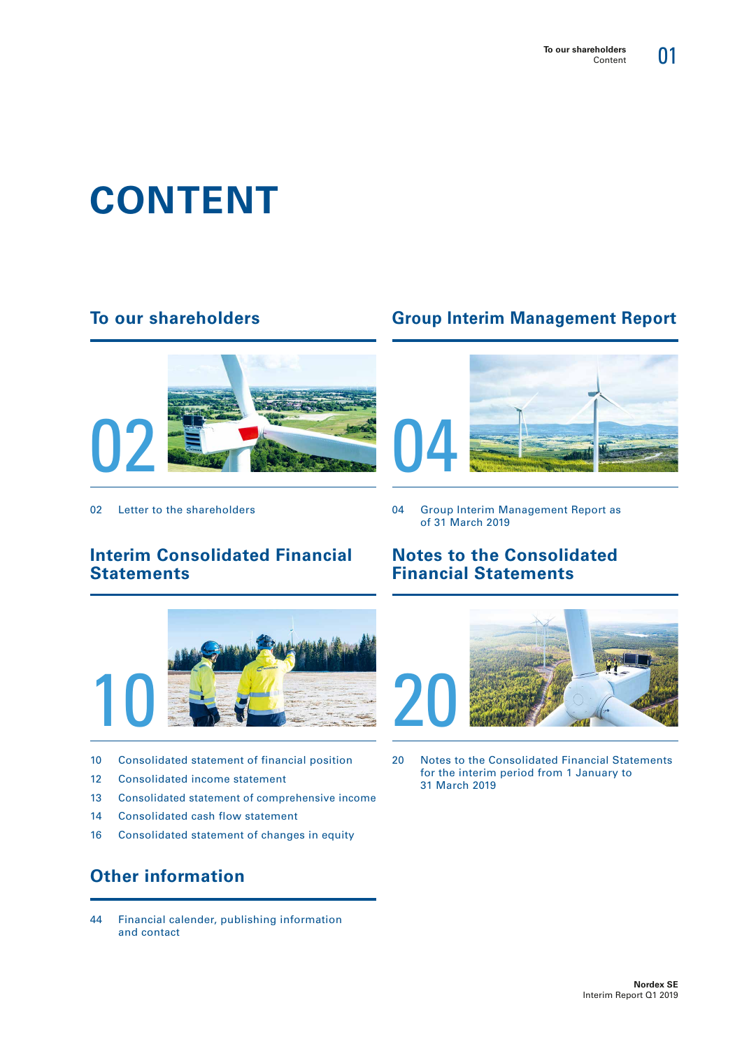# CONTENT

## To our shareholders

02

02 Letter to the shareholders

## Group Interim Management Report

04

04 Group Interim Management Report as of 31 March 2019

## Interim Consolidated Financial Statements

10

10 Consolidated statement of financial position

12 Consolidated income statement

13 Consolidated statement of comprehensive income

14 Consolidated cash flow statement

16 Consolidated statement of changes in equity

## Notes to the Consolidated Financial Statements

20

20 Notes to the Consolidated Financial Statements for the interim period from 1 January to 31 March 2019

## Other information

44 Financial calender, publishing information and contact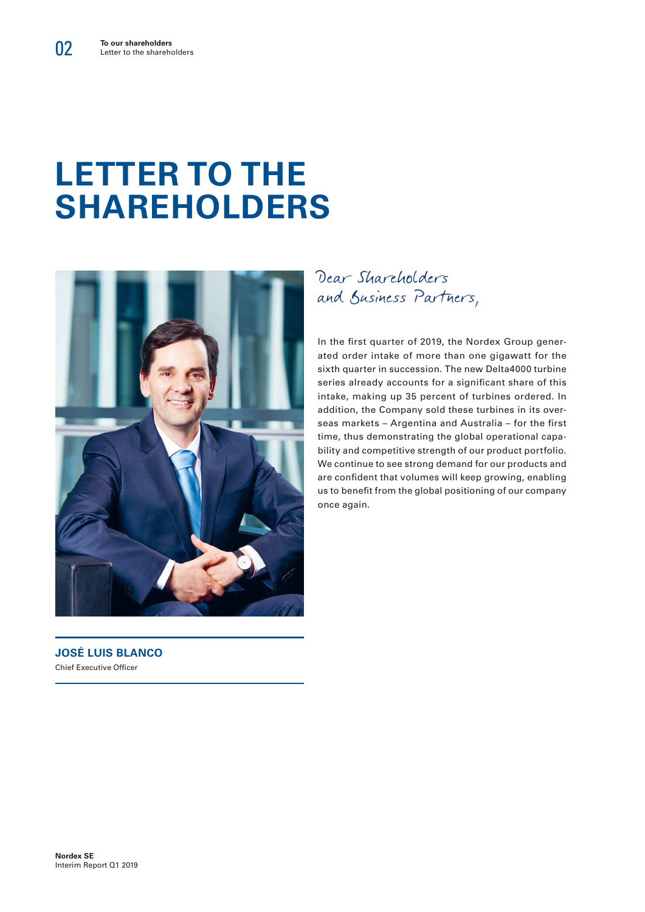# LETTER TO THE SHAREHOLDERS

**JOSÉ LUIS BLANCO**
Chief Executive Officer

*Dear Shareholders and Business Partners,*

In the first quarter of 2019, the Nordex Group generated order intake of more than one gigawatt for the sixth quarter in succession. The new Delta4000 turbine series already accounts for a significant share of this intake, making up 35 percent of turbines ordered. In addition, the Company sold these turbines in its overseas markets – Argentina and Australia – for the first time, thus demonstrating the global operational capability and competitive strength of our product portfolio. We continue to see strong demand for our products and are confident that volumes will keep growing, enabling us to benefit from the global positioning of our company once again.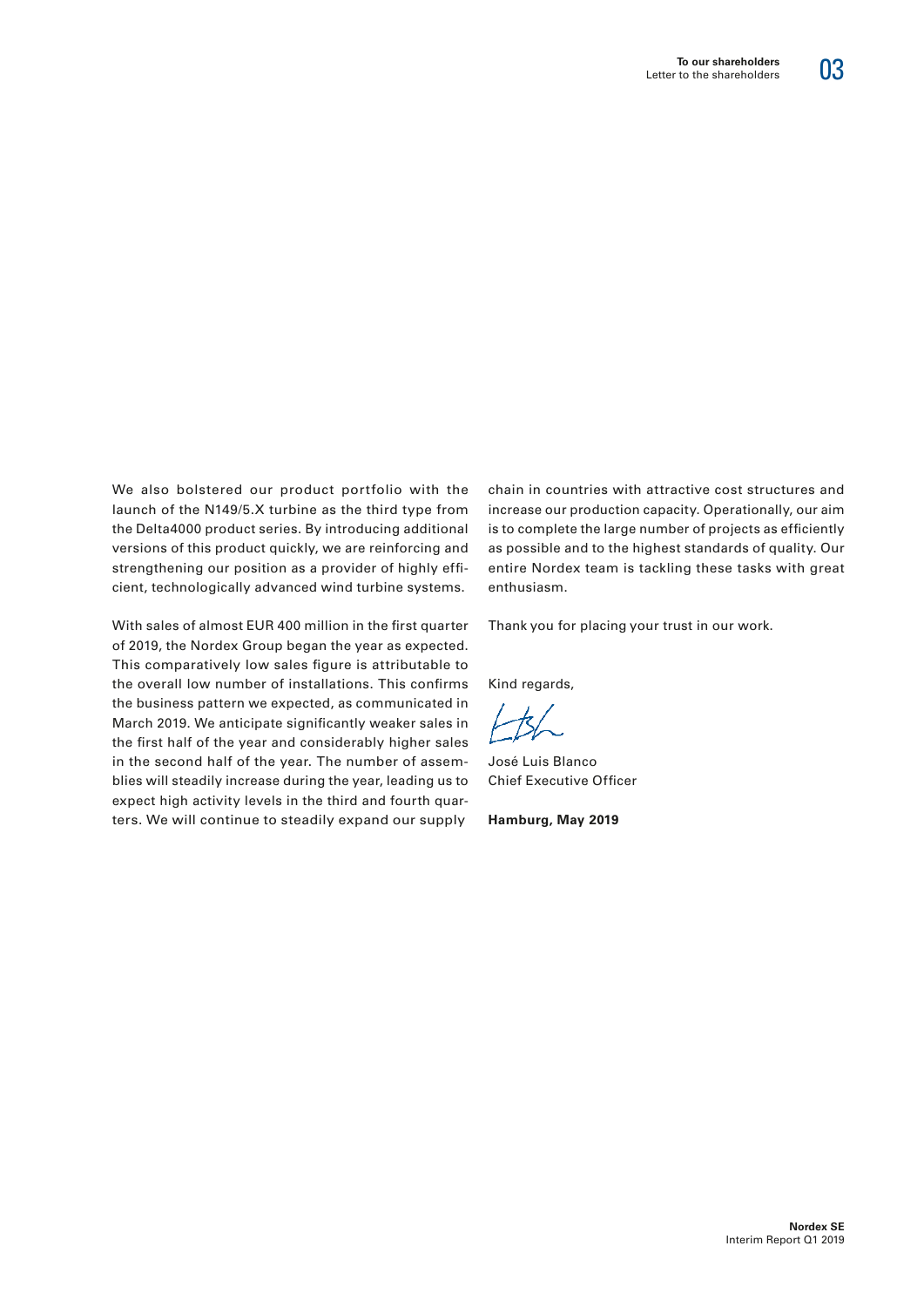We also bolstered our product portfolio with the launch of the N149/5.X turbine as the third type from the Delta4000 product series. By introducing additional versions of this product quickly, we are reinforcing and strengthening our position as a provider of highly efficient, technologically advanced wind turbine systems.

With sales of almost EUR 400 million in the first quarter of 2019, the Nordex Group began the year as expected. This comparatively low sales figure is attributable to the overall low number of installations. This confirms the business pattern we expected, as communicated in March 2019. We anticipate significantly weaker sales in the first half of the year and considerably higher sales in the second half of the year. The number of assemblies will steadily increase during the year, leading us to expect high activity levels in the third and fourth quarters. We will continue to steadily expand our supply chain in countries with attractive cost structures and increase our production capacity. Operationally, our aim is to complete the large number of projects as efficiently as possible and to the highest standards of quality. Our entire Nordex team is tackling these tasks with great enthusiasm.

Thank you for placing your trust in our work.

Kind regards,

José Luis Blanco
Chief Executive Officer

**Hamburg, May 2019**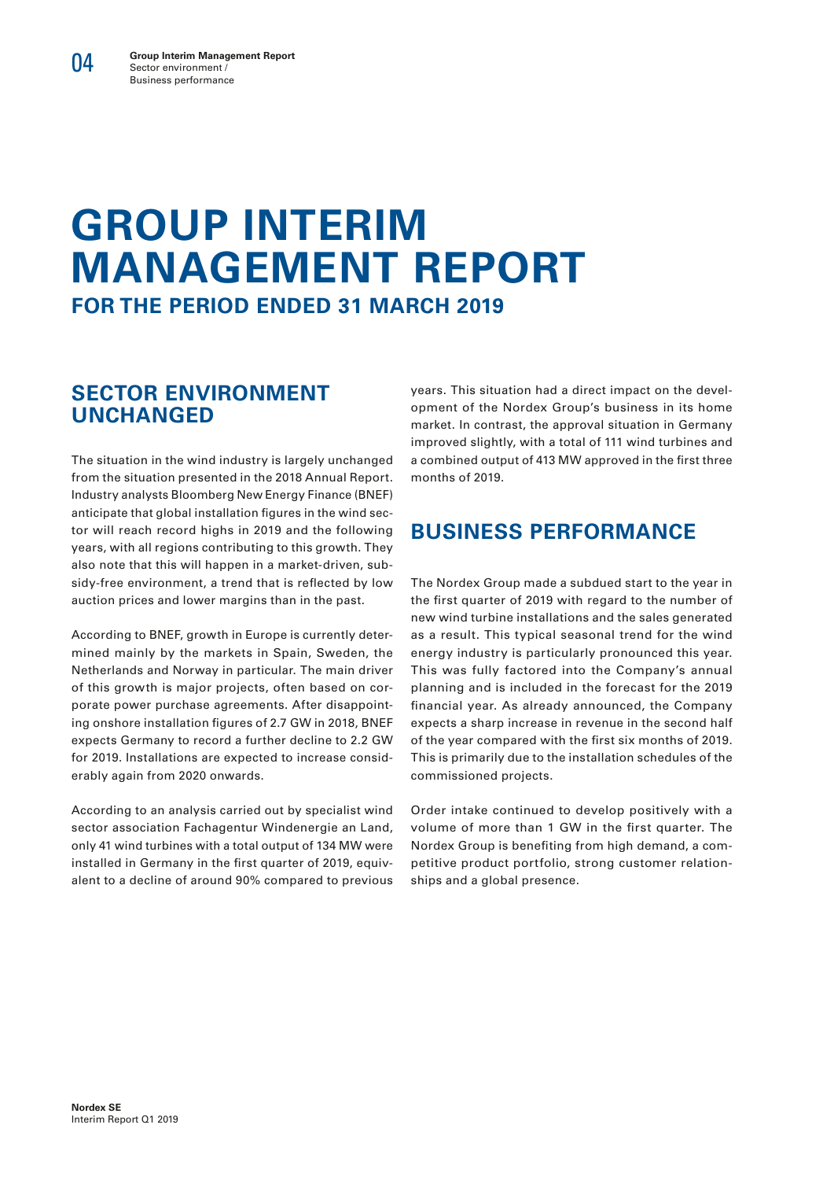# GROUP INTERIM MANAGEMENT REPORT

## FOR THE PERIOD ENDED 31 MARCH 2019

## SECTOR ENVIRONMENT UNCHANGED

The situation in the wind industry is largely unchanged from the situation presented in the 2018 Annual Report. Industry analysts Bloomberg New Energy Finance (BNEF) anticipate that global installation figures in the wind sector will reach record highs in 2019 and the following years, with all regions contributing to this growth. They also note that this will happen in a market-driven, subsidy-free environment, a trend that is reflected by low auction prices and lower margins than in the past.

According to BNEF, growth in Europe is currently determined mainly by the markets in Spain, Sweden, the Netherlands and Norway in particular. The main driver of this growth is major projects, often based on corporate power purchase agreements. After disappointing onshore installation figures of 2.7 GW in 2018, BNEF expects Germany to record a further decline to 2.2 GW for 2019. Installations are expected to increase considerably again from 2020 onwards.

According to an analysis carried out by specialist wind sector association Fachagentur Windenergie an Land, only 41 wind turbines with a total output of 134 MW were installed in Germany in the first quarter of 2019, equivalent to a decline of around 90% compared to previous years. This situation had a direct impact on the development of the Nordex Group's business in its home market. In contrast, the approval situation in Germany improved slightly, with a total of 111 wind turbines and a combined output of 413 MW approved in the first three months of 2019.

## BUSINESS PERFORMANCE

The Nordex Group made a subdued start to the year in the first quarter of 2019 with regard to the number of new wind turbine installations and the sales generated as a result. This typical seasonal trend for the wind energy industry is particularly pronounced this year. This was fully factored into the Company's annual planning and is included in the forecast for the 2019 financial year. As already announced, the Company expects a sharp increase in revenue in the second half of the year compared with the first six months of 2019. This is primarily due to the installation schedules of the commissioned projects.

Order intake continued to develop positively with a volume of more than 1 GW in the first quarter. The Nordex Group is benefiting from high demand, a competitive product portfolio, strong customer relationships and a global presence.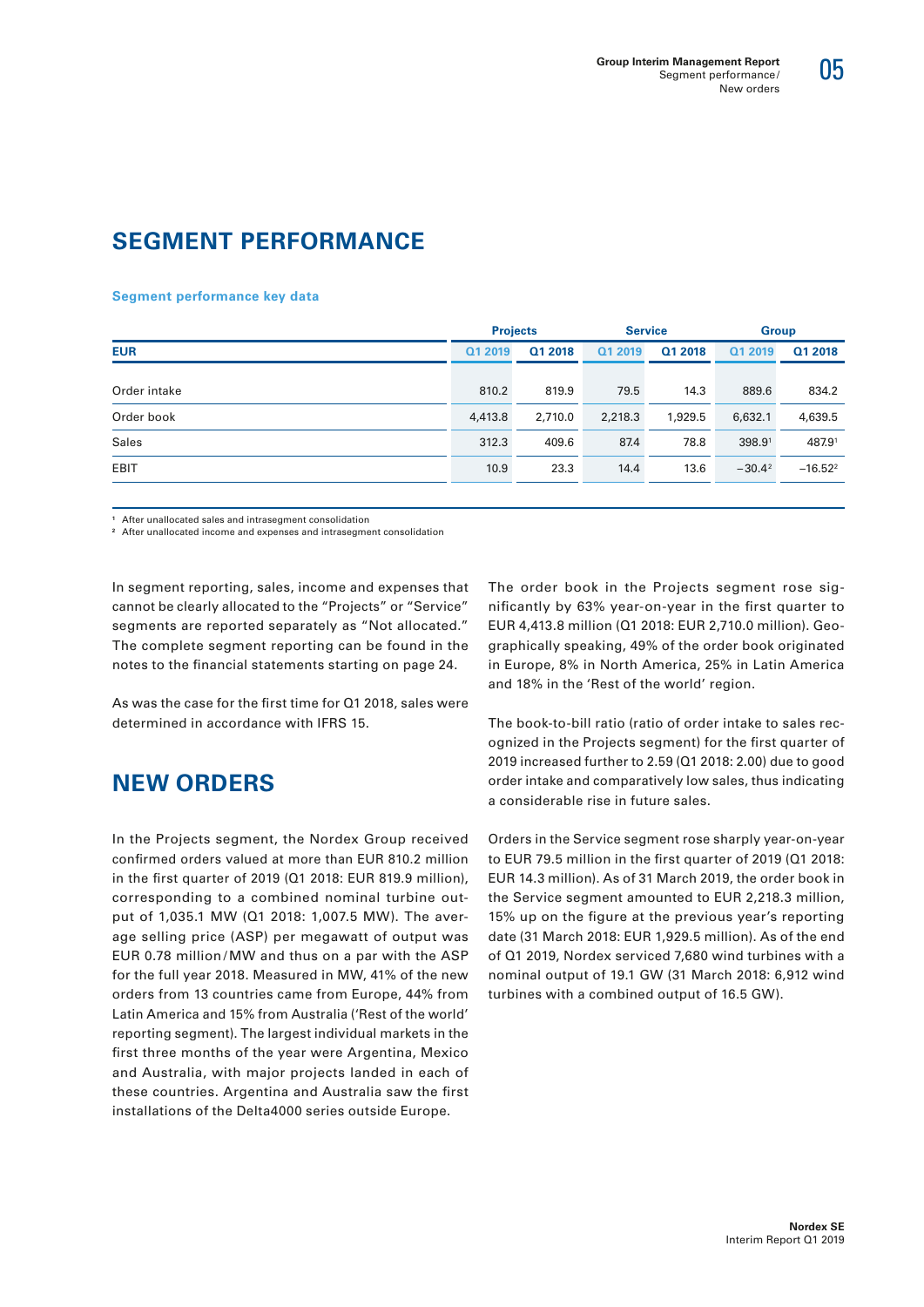# SEGMENT PERFORMANCE

**Segment performance key data**

| | Projects | | Service | | Group | |
|---|---|---|---|---|---|---|
| **EUR** | **Q1 2019** | **Q1 2018** | **Q1 2019** | **Q1 2018** | **Q1 2019** | **Q1 2018** |
| Order intake | 810.2 | 819.9 | 79.5 | 14.3 | 889.6 | 834.2 |
| Order book | 4,413.8 | 2,710.0 | 2,218.3 | 1,929.5 | 6,632.1 | 4,639.5 |
| Sales | 312.3 | 409.6 | 87.4 | 78.8 | 398.9[1] | 487.9[1] |
| EBIT | 10.9 | 23.3 | 14.4 | 13.6 | −30.4[2] | −16.52[2] |

[1] After unallocated sales and intrasegment consolidation
[2] After unallocated income and expenses and intrasegment consolidation

In segment reporting, sales, income and expenses that cannot be clearly allocated to the "Projects" or "Service" segments are reported separately as "Not allocated." The complete segment reporting can be found in the notes to the financial statements starting on page 24.

As was the case for the first time for Q1 2018, sales were determined in accordance with IFRS 15.

# NEW ORDERS

In the Projects segment, the Nordex Group received confirmed orders valued at more than EUR 810.2 million in the first quarter of 2019 (Q1 2018: EUR 819.9 million), corresponding to a combined nominal turbine output of 1,035.1 MW (Q1 2018: 1,007.5 MW). The average selling price (ASP) per megawatt of output was EUR 0.78 million/MW and thus on a par with the ASP for the full year 2018. Measured in MW, 41% of the new orders from 13 countries came from Europe, 44% from Latin America and 15% from Australia ('Rest of the world' reporting segment). The largest individual markets in the first three months of the year were Argentina, Mexico and Australia, with major projects landed in each of these countries. Argentina and Australia saw the first installations of the Delta4000 series outside Europe.

The order book in the Projects segment rose significantly by 63% year-on-year in the first quarter to EUR 4,413.8 million (Q1 2018: EUR 2,710.0 million). Geographically speaking, 49% of the order book originated in Europe, 8% in North America, 25% in Latin America and 18% in the 'Rest of the world' region.

The book-to-bill ratio (ratio of order intake to sales recognized in the Projects segment) for the first quarter of 2019 increased further to 2.59 (Q1 2018: 2.00) due to good order intake and comparatively low sales, thus indicating a considerable rise in future sales.

Orders in the Service segment rose sharply year-on-year to EUR 79.5 million in the first quarter of 2019 (Q1 2018: EUR 14.3 million). As of 31 March 2019, the order book in the Service segment amounted to EUR 2,218.3 million, 15% up on the figure at the previous year's reporting date (31 March 2018: EUR 1,929.5 million). As of the end of Q1 2019, Nordex serviced 7,680 wind turbines with a nominal output of 19.1 GW (31 March 2018: 6,912 wind turbines with a combined output of 16.5 GW).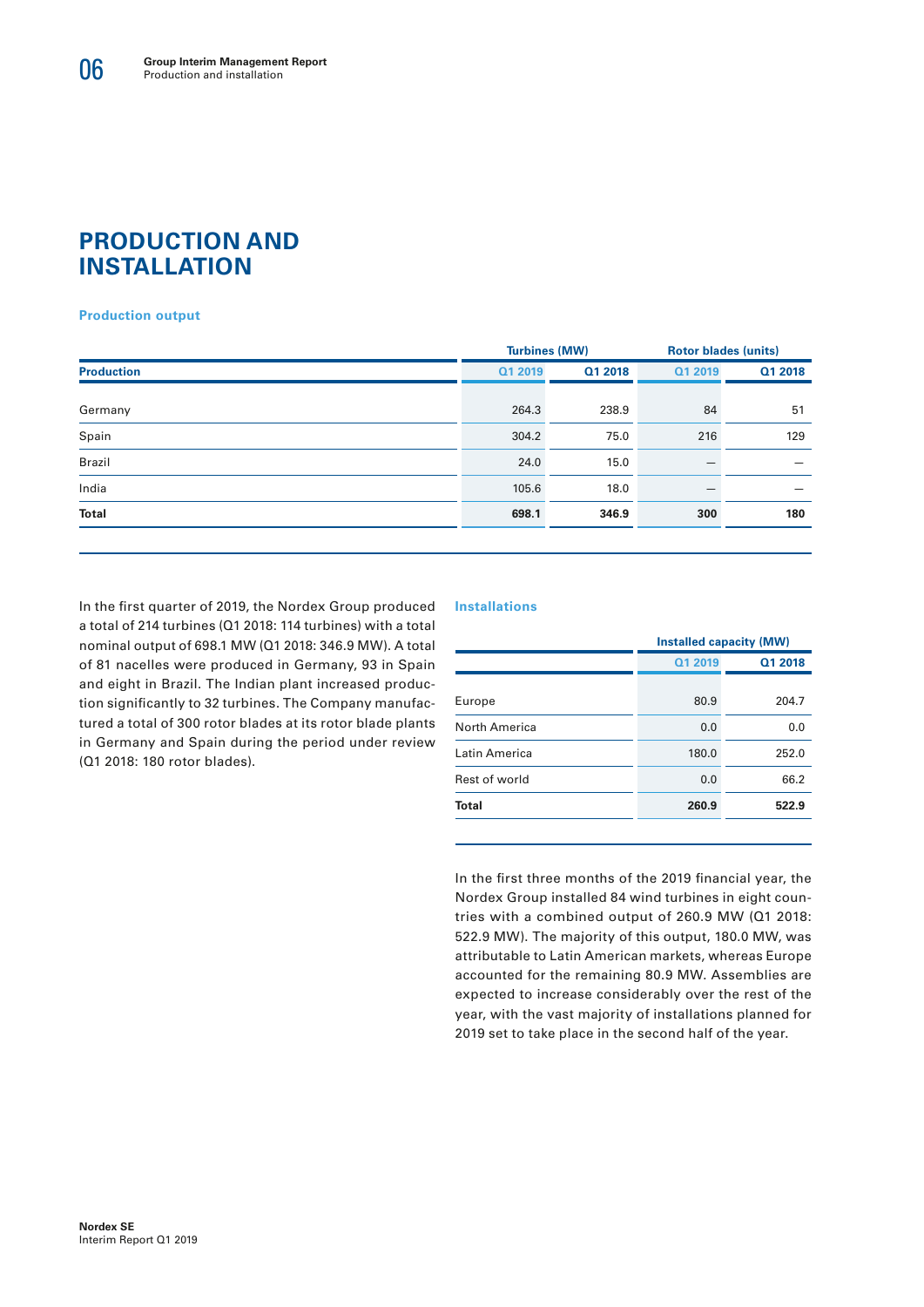# PRODUCTION AND INSTALLATION

### Production output

| Production | Turbines (MW) | | Rotor blades (units) | |
|---|---|---|---|---|
| | Q1 2019 | Q1 2018 | Q1 2019 | Q1 2018 |
| Germany | 264.3 | 238.9 | 84 | 51 |
| Spain | 304.2 | 75.0 | 216 | 129 |
| Brazil | 24.0 | 15.0 | – | – |
| India | 105.6 | 18.0 | – | – |
| **Total** | **698.1** | **346.9** | **300** | **180** |

In the first quarter of 2019, the Nordex Group produced a total of 214 turbines (Q1 2018: 114 turbines) with a total nominal output of 698.1 MW (Q1 2018: 346.9 MW). A total of 81 nacelles were produced in Germany, 93 in Spain and eight in Brazil. The Indian plant increased production significantly to 32 turbines. The Company manufactured a total of 300 rotor blades at its rotor blade plants in Germany and Spain during the period under review (Q1 2018: 180 rotor blades).

### Installations

| | Installed capacity (MW) | |
|---|---|---|
| | Q1 2019 | Q1 2018 |
| Europe | 80.9 | 204.7 |
| North America | 0.0 | 0.0 |
| Latin America | 180.0 | 252.0 |
| Rest of world | 0.0 | 66.2 |
| **Total** | **260.9** | **522.9** |

In the first three months of the 2019 financial year, the Nordex Group installed 84 wind turbines in eight countries with a combined output of 260.9 MW (Q1 2018: 522.9 MW). The majority of this output, 180.0 MW, was attributable to Latin American markets, whereas Europe accounted for the remaining 80.9 MW. Assemblies are expected to increase considerably over the rest of the year, with the vast majority of installations planned for 2019 set to take place in the second half of the year.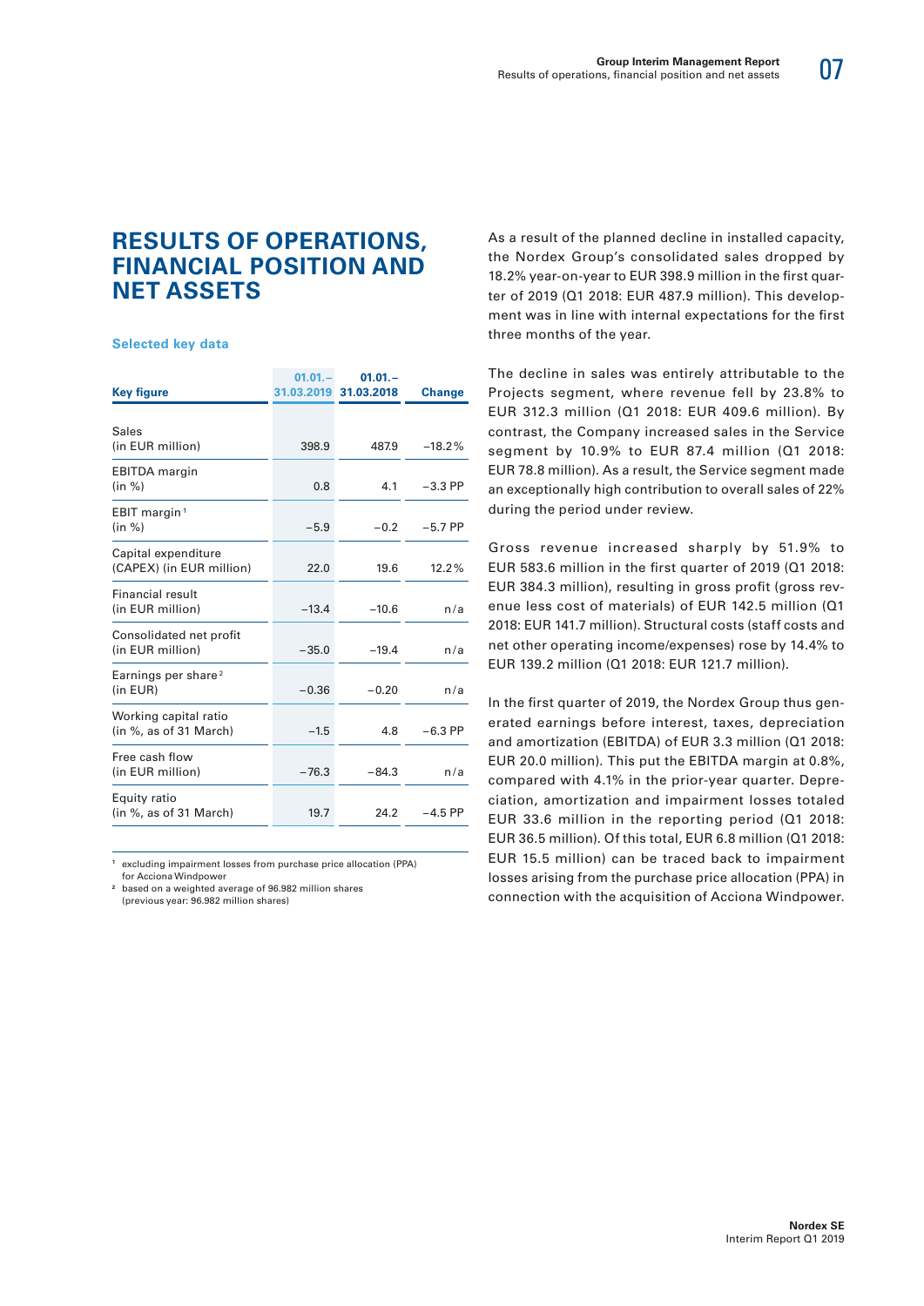# RESULTS OF OPERATIONS, FINANCIAL POSITION AND NET ASSETS

### Selected key data

| Key figure | 01.01.–31.03.2019 | 01.01.–31.03.2018 | Change |
|---|---|---|---|
| Sales (in EUR million) | 398.9 | 487.9 | –18.2% |
| EBITDA margin (in %) | 0.8 | 4.1 | –3.3 PP |
| EBIT margin[1] (in %) | –5.9 | –0.2 | –5.7 PP |
| Capital expenditure (CAPEX) (in EUR million) | 22.0 | 19.6 | 12.2% |
| Financial result (in EUR million) | –13.4 | –10.6 | n/a |
| Consolidated net profit (in EUR million) | –35.0 | –19.4 | n/a |
| Earnings per share[2] (in EUR) | –0.36 | –0.20 | n/a |
| Working capital ratio (in %, as of 31 March) | –1.5 | 4.8 | –6.3 PP |
| Free cash flow (in EUR million) | –76.3 | –84.3 | n/a |
| Equity ratio (in %, as of 31 March) | 19.7 | 24.2 | –4.5 PP |

[1] excluding impairment losses from purchase price allocation (PPA) for Acciona Windpower

[2] based on a weighted average of 96.982 million shares (previous year: 96.982 million shares)

As a result of the planned decline in installed capacity, the Nordex Group's consolidated sales dropped by 18.2% year-on-year to EUR 398.9 million in the first quarter of 2019 (Q1 2018: EUR 487.9 million). This development was in line with internal expectations for the first three months of the year.

The decline in sales was entirely attributable to the Projects segment, where revenue fell by 23.8% to EUR 312.3 million (Q1 2018: EUR 409.6 million). By contrast, the Company increased sales in the Service segment by 10.9% to EUR 87.4 million (Q1 2018: EUR 78.8 million). As a result, the Service segment made an exceptionally high contribution to overall sales of 22% during the period under review.

Gross revenue increased sharply by 51.9% to EUR 583.6 million in the first quarter of 2019 (Q1 2018: EUR 384.3 million), resulting in gross profit (gross revenue less cost of materials) of EUR 142.5 million (Q1 2018: EUR 141.7 million). Structural costs (staff costs and net other operating income/expenses) rose by 14.4% to EUR 139.2 million (Q1 2018: EUR 121.7 million).

In the first quarter of 2019, the Nordex Group thus generated earnings before interest, taxes, depreciation and amortization (EBITDA) of EUR 3.3 million (Q1 2018: EUR 20.0 million). This put the EBITDA margin at 0.8%, compared with 4.1% in the prior-year quarter. Depreciation, amortization and impairment losses totaled EUR 33.6 million in the reporting period (Q1 2018: EUR 36.5 million). Of this total, EUR 6.8 million (Q1 2018: EUR 15.5 million) can be traced back to impairment losses arising from the purchase price allocation (PPA) in connection with the acquisition of Acciona Windpower.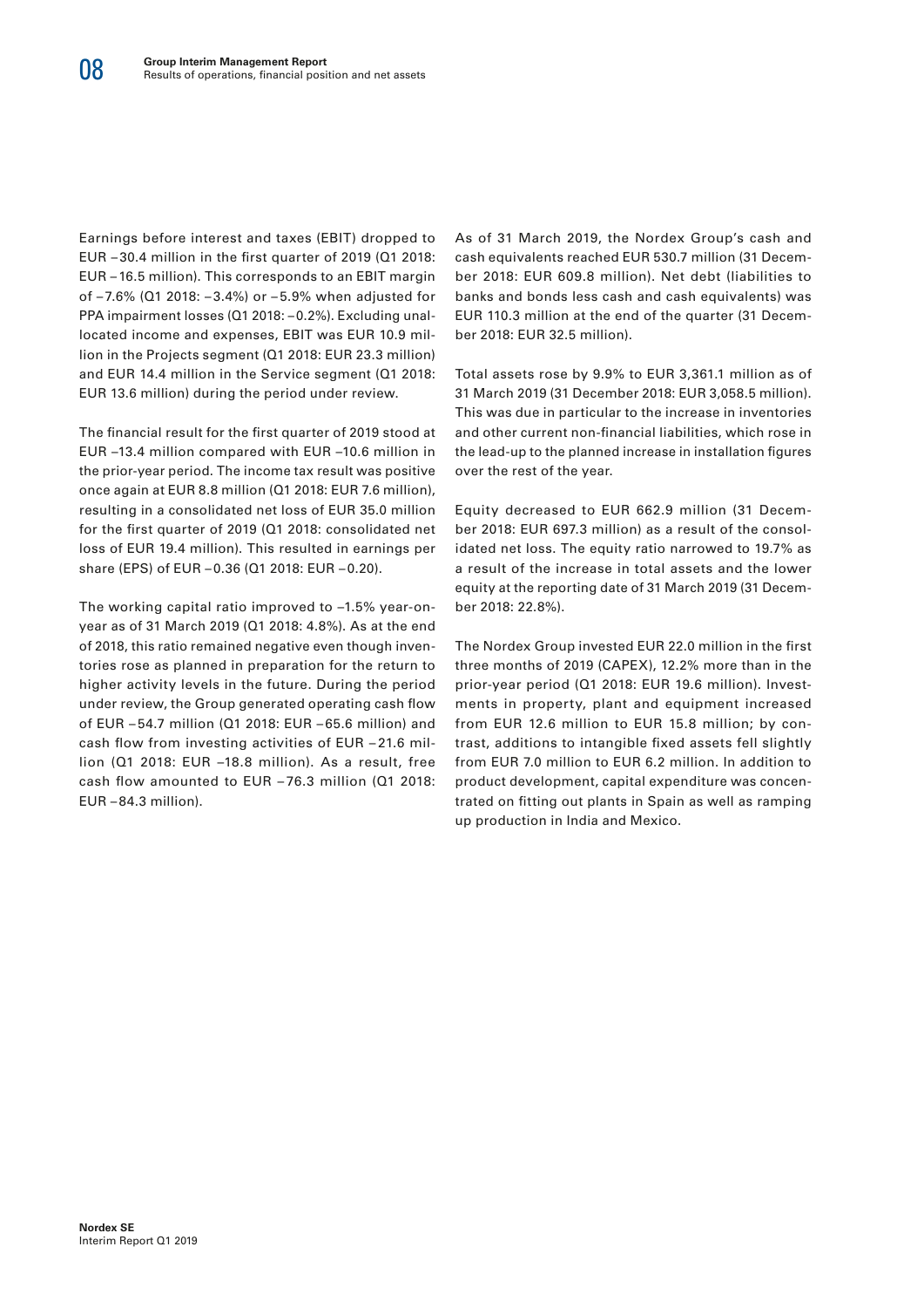Earnings before interest and taxes (EBIT) dropped to EUR −30.4 million in the first quarter of 2019 (Q1 2018: EUR −16.5 million). This corresponds to an EBIT margin of −7.6% (Q1 2018: −3.4%) or −5.9% when adjusted for PPA impairment losses (Q1 2018: −0.2%). Excluding unallocated income and expenses, EBIT was EUR 10.9 million in the Projects segment (Q1 2018: EUR 23.3 million) and EUR 14.4 million in the Service segment (Q1 2018: EUR 13.6 million) during the period under review.

The financial result for the first quarter of 2019 stood at EUR –13.4 million compared with EUR –10.6 million in the prior-year period. The income tax result was positive once again at EUR 8.8 million (Q1 2018: EUR 7.6 million), resulting in a consolidated net loss of EUR 35.0 million for the first quarter of 2019 (Q1 2018: consolidated net loss of EUR 19.4 million). This resulted in earnings per share (EPS) of EUR −0.36 (Q1 2018: EUR −0.20).

The working capital ratio improved to –1.5% year-on-year as of 31 March 2019 (Q1 2018: 4.8%). As at the end of 2018, this ratio remained negative even though inventories rose as planned in preparation for the return to higher activity levels in the future. During the period under review, the Group generated operating cash flow of EUR −54.7 million (Q1 2018: EUR −65.6 million) and cash flow from investing activities of EUR −21.6 million (Q1 2018: EUR –18.8 million). As a result, free cash flow amounted to EUR −76.3 million (Q1 2018: EUR −84.3 million).

As of 31 March 2019, the Nordex Group's cash and cash equivalents reached EUR 530.7 million (31 December 2018: EUR 609.8 million). Net debt (liabilities to banks and bonds less cash and cash equivalents) was EUR 110.3 million at the end of the quarter (31 December 2018: EUR 32.5 million).

Total assets rose by 9.9% to EUR 3,361.1 million as of 31 March 2019 (31 December 2018: EUR 3,058.5 million). This was due in particular to the increase in inventories and other current non-financial liabilities, which rose in the lead-up to the planned increase in installation figures over the rest of the year.

Equity decreased to EUR 662.9 million (31 December 2018: EUR 697.3 million) as a result of the consolidated net loss. The equity ratio narrowed to 19.7% as a result of the increase in total assets and the lower equity at the reporting date of 31 March 2019 (31 December 2018: 22.8%).

The Nordex Group invested EUR 22.0 million in the first three months of 2019 (CAPEX), 12.2% more than in the prior-year period (Q1 2018: EUR 19.6 million). Investments in property, plant and equipment increased from EUR 12.6 million to EUR 15.8 million; by contrast, additions to intangible fixed assets fell slightly from EUR 7.0 million to EUR 6.2 million. In addition to product development, capital expenditure was concentrated on fitting out plants in Spain as well as ramping up production in India and Mexico.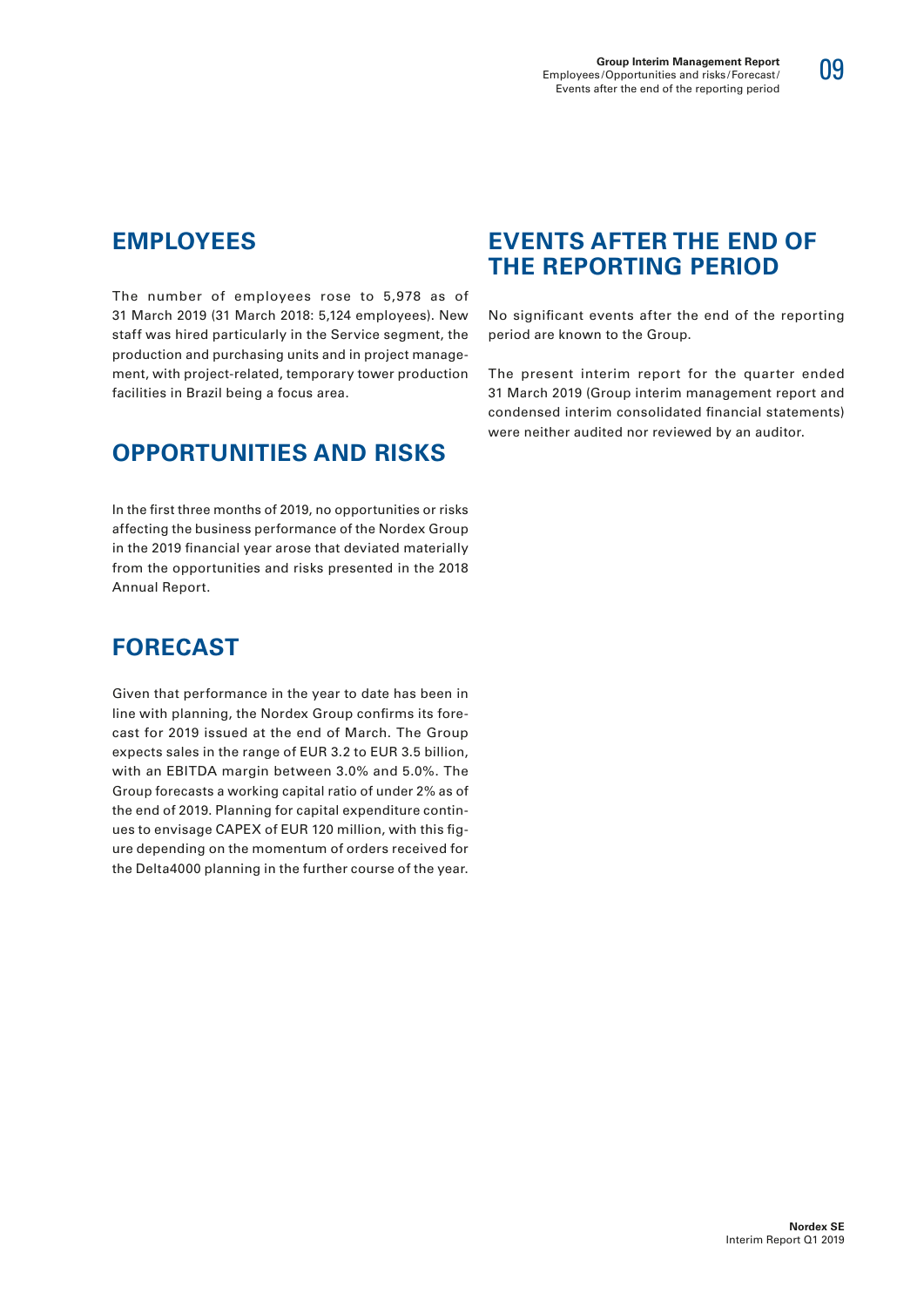## EMPLOYEES

The number of employees rose to 5,978 as of 31 March 2019 (31 March 2018: 5,124 employees). New staff was hired particularly in the Service segment, the production and purchasing units and in project management, with project-related, temporary tower production facilities in Brazil being a focus area.

## OPPORTUNITIES AND RISKS

In the first three months of 2019, no opportunities or risks affecting the business performance of the Nordex Group in the 2019 financial year arose that deviated materially from the opportunities and risks presented in the 2018 Annual Report.

## FORECAST

Given that performance in the year to date has been in line with planning, the Nordex Group confirms its forecast for 2019 issued at the end of March. The Group expects sales in the range of EUR 3.2 to EUR 3.5 billion, with an EBITDA margin between 3.0% and 5.0%. The Group forecasts a working capital ratio of under 2% as of the end of 2019. Planning for capital expenditure continues to envisage CAPEX of EUR 120 million, with this figure depending on the momentum of orders received for the Delta4000 planning in the further course of the year.

## EVENTS AFTER THE END OF THE REPORTING PERIOD

No significant events after the end of the reporting period are known to the Group.

The present interim report for the quarter ended 31 March 2019 (Group interim management report and condensed interim consolidated financial statements) were neither audited nor reviewed by an auditor.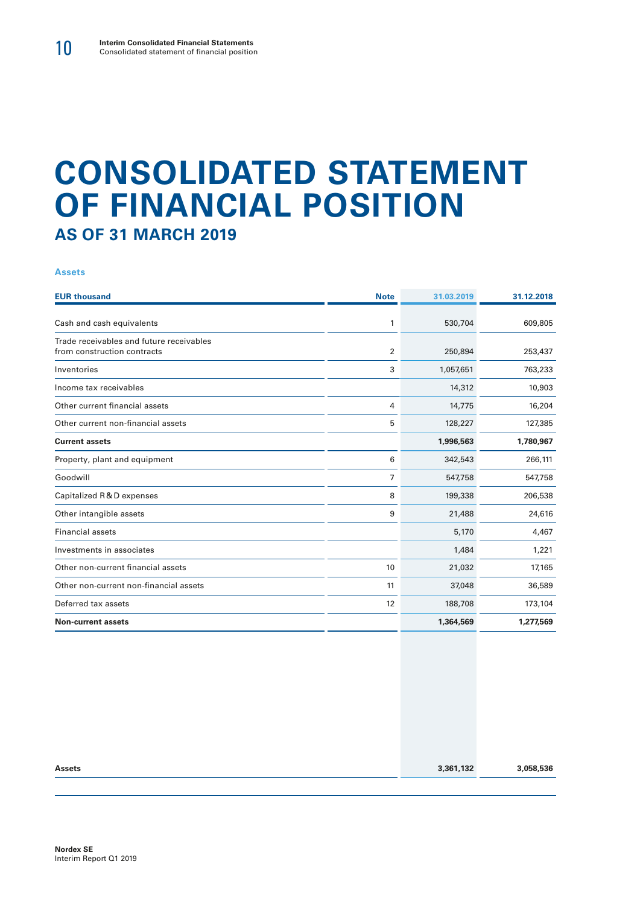# CONSOLIDATED STATEMENT OF FINANCIAL POSITION

## AS OF 31 MARCH 2019

### Assets

| EUR thousand | Note | 31.03.2019 | 31.12.2018 |
|---|---|---|---|
| Cash and cash equivalents | 1 | 530,704 | 609,805 |
| Trade receivables and future receivables from construction contracts | 2 | 250,894 | 253,437 |
| Inventories | 3 | 1,057,651 | 763,233 |
| Income tax receivables | | 14,312 | 10,903 |
| Other current financial assets | 4 | 14,775 | 16,204 |
| Other current non-financial assets | 5 | 128,227 | 127,385 |
| **Current assets** | | **1,996,563** | **1,780,967** |
| Property, plant and equipment | 6 | 342,543 | 266,111 |
| Goodwill | 7 | 547,758 | 547,758 |
| Capitalized R & D expenses | 8 | 199,338 | 206,538 |
| Other intangible assets | 9 | 21,488 | 24,616 |
| Financial assets | | 5,170 | 4,467 |
| Investments in associates | | 1,484 | 1,221 |
| Other non-current financial assets | 10 | 21,032 | 17,165 |
| Other non-current non-financial assets | 11 | 37,048 | 36,589 |
| Deferred tax assets | 12 | 188,708 | 173,104 |
| **Non-current assets** | | **1,364,569** | **1,277,569** |
| **Assets** | | **3,361,132** | **3,058,536** |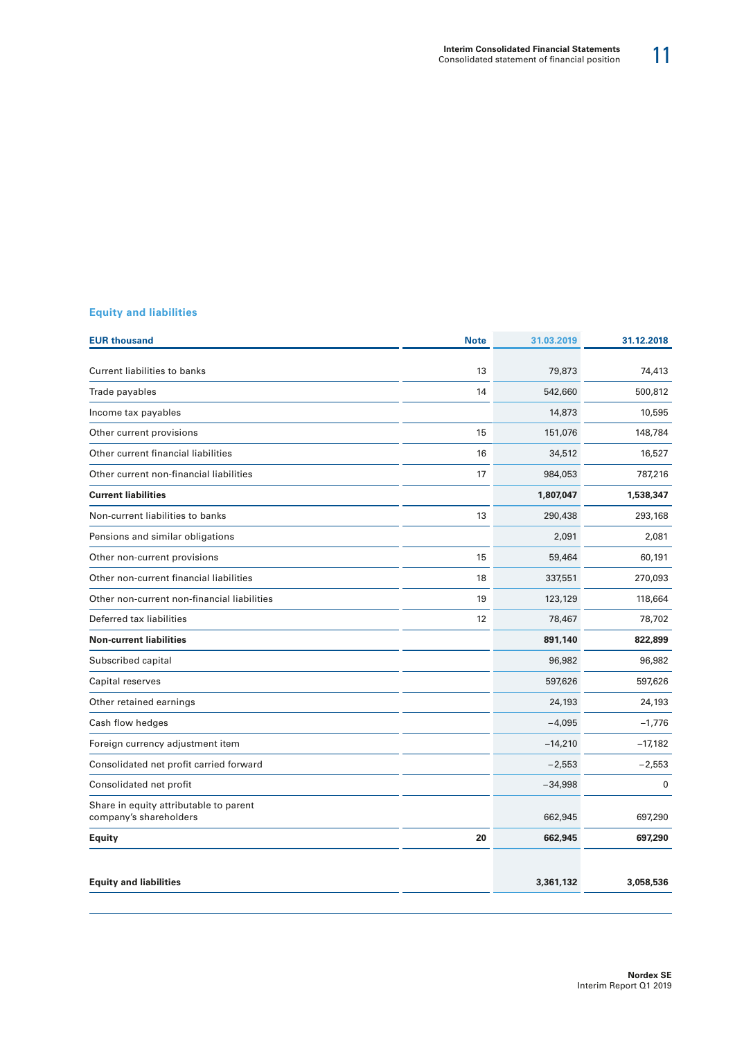## Equity and liabilities

| EUR thousand | Note | 31.03.2019 | 31.12.2018 |
|---|---|---|---|
| Current liabilities to banks | 13 | 79,873 | 74,413 |
| Trade payables | 14 | 542,660 | 500,812 |
| Income tax payables | | 14,873 | 10,595 |
| Other current provisions | 15 | 151,076 | 148,784 |
| Other current financial liabilities | 16 | 34,512 | 16,527 |
| Other current non-financial liabilities | 17 | 984,053 | 787,216 |
| **Current liabilities** | | **1,807,047** | **1,538,347** |
| Non-current liabilities to banks | 13 | 290,438 | 293,168 |
| Pensions and similar obligations | | 2,091 | 2,081 |
| Other non-current provisions | 15 | 59,464 | 60,191 |
| Other non-current financial liabilities | 18 | 337,551 | 270,093 |
| Other non-current non-financial liabilities | 19 | 123,129 | 118,664 |
| Deferred tax liabilities | 12 | 78,467 | 78,702 |
| **Non-current liabilities** | | **891,140** | **822,899** |
| Subscribed capital | | 96,982 | 96,982 |
| Capital reserves | | 597,626 | 597,626 |
| Other retained earnings | | 24,193 | 24,193 |
| Cash flow hedges | | −4,095 | −1,776 |
| Foreign currency adjustment item | | −14,210 | −17,182 |
| Consolidated net profit carried forward | | −2,553 | −2,553 |
| Consolidated net profit | | −34,998 | 0 |
| Share in equity attributable to parent company's shareholders | | 662,945 | 697,290 |
| **Equity** | **20** | **662,945** | **697,290** |
| **Equity and liabilities** | | **3,361,132** | **3,058,536** |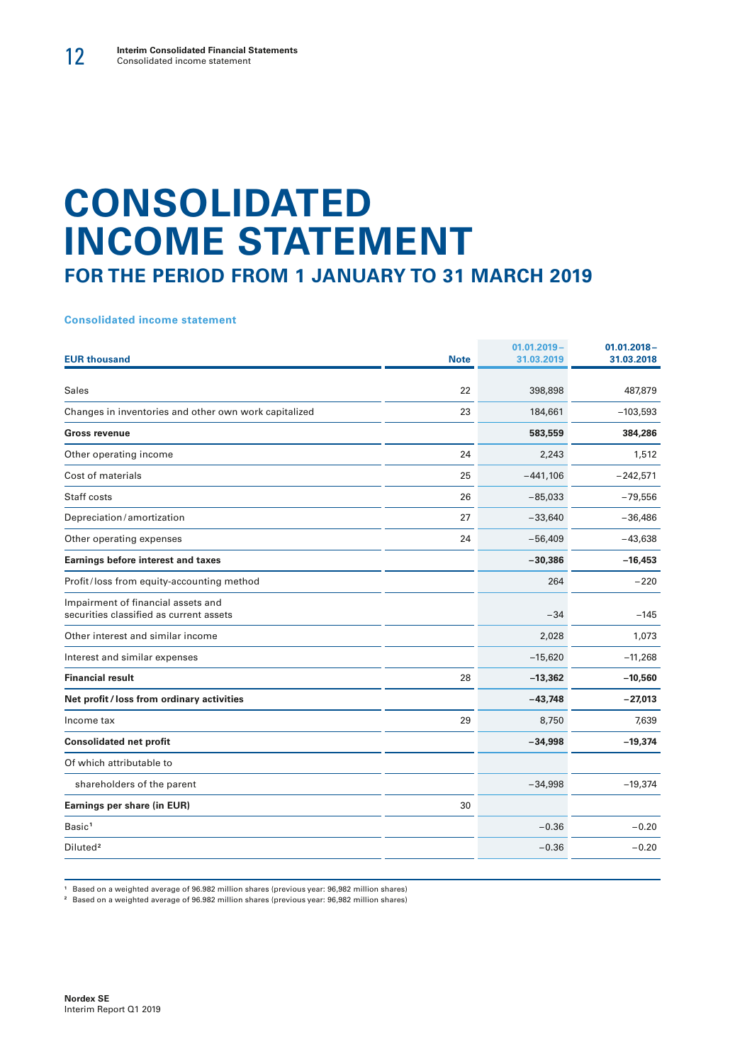# CONSOLIDATED INCOME STATEMENT

## FOR THE PERIOD FROM 1 JANUARY TO 31 MARCH 2019

### Consolidated income statement

| EUR thousand | Note | 01.01.2019 – 31.03.2019 | 01.01.2018 – 31.03.2018 |
|---|---|---|---|
| Sales | 22 | 398,898 | 487,879 |
| Changes in inventories and other own work capitalized | 23 | 184,661 | −103,593 |
| **Gross revenue** | | **583,559** | **384,286** |
| Other operating income | 24 | 2,243 | 1,512 |
| Cost of materials | 25 | −441,106 | −242,571 |
| Staff costs | 26 | −85,033 | −79,556 |
| Depreciation / amortization | 27 | −33,640 | −36,486 |
| Other operating expenses | 24 | −56,409 | −43,638 |
| **Earnings before interest and taxes** | | **−30,386** | **−16,453** |
| Profit / loss from equity-accounting method | | 264 | −220 |
| Impairment of financial assets and securities classified as current assets | | −34 | −145 |
| Other interest and similar income | | 2,028 | 1,073 |
| Interest and similar expenses | | −15,620 | −11,268 |
| **Financial result** | 28 | **−13,362** | **−10,560** |
| **Net profit / loss from ordinary activities** | | **−43,748** | **−27,013** |
| Income tax | 29 | 8,750 | 7,639 |
| **Consolidated net profit** | | **−34,998** | **−19,374** |
| Of which attributable to | | | |
| shareholders of the parent | | −34,998 | −19,374 |
| **Earnings per share (in EUR)** | 30 | | |
| Basic[1] | | −0.36 | −0.20 |
| Diluted[2] | | −0.36 | −0.20 |

[1] Based on a weighted average of 96.982 million shares (previous year: 96,982 million shares)
[2] Based on a weighted average of 96.982 million shares (previous year: 96,982 million shares)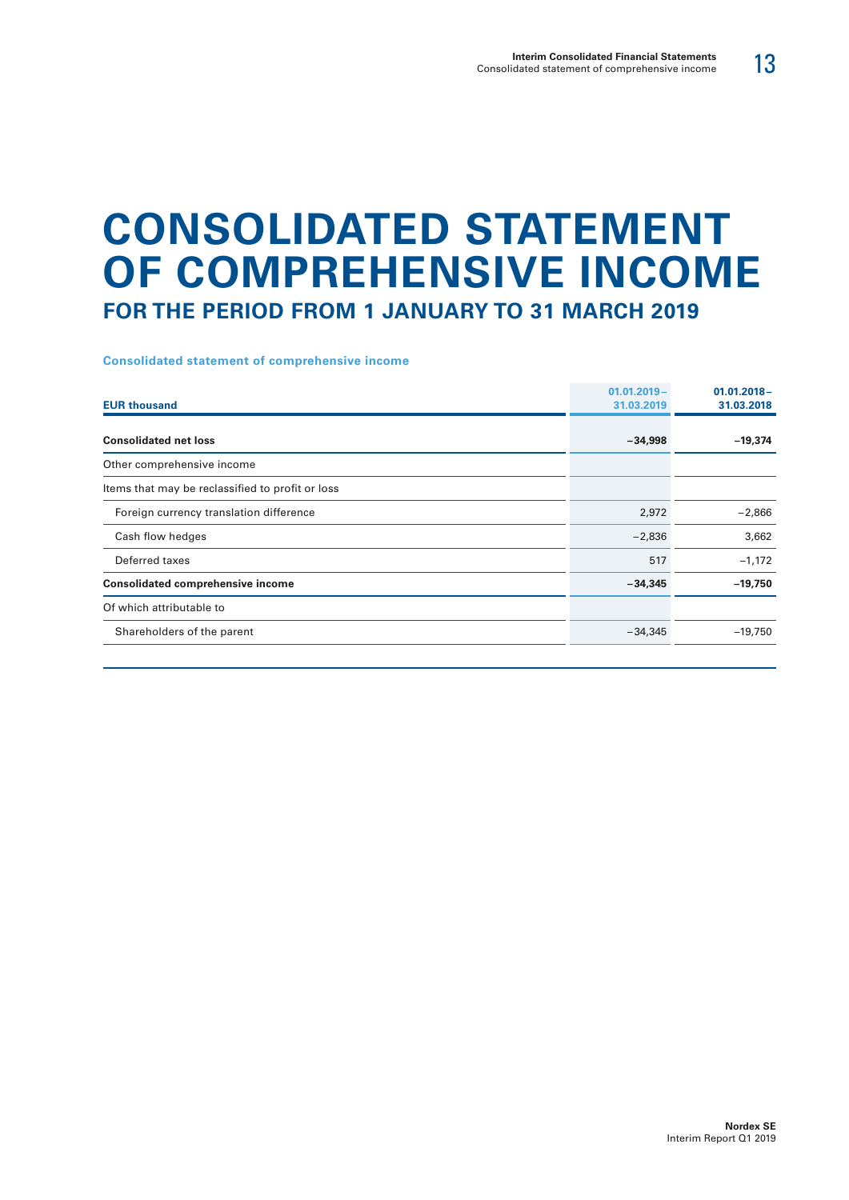# CONSOLIDATED STATEMENT OF COMPREHENSIVE INCOME

## FOR THE PERIOD FROM 1 JANUARY TO 31 MARCH 2019

### Consolidated statement of comprehensive income

| EUR thousand | 01.01.2019 – 31.03.2019 | 01.01.2018 – 31.03.2018 |
|---|---|---|
| **Consolidated net loss** | **−34,998** | **−19,374** |
| Other comprehensive income | | |
| Items that may be reclassified to profit or loss | | |
| Foreign currency translation difference | 2,972 | −2,866 |
| Cash flow hedges | −2,836 | 3,662 |
| Deferred taxes | 517 | −1,172 |
| **Consolidated comprehensive income** | **−34,345** | **−19,750** |
| Of which attributable to | | |
| Shareholders of the parent | −34,345 | −19,750 |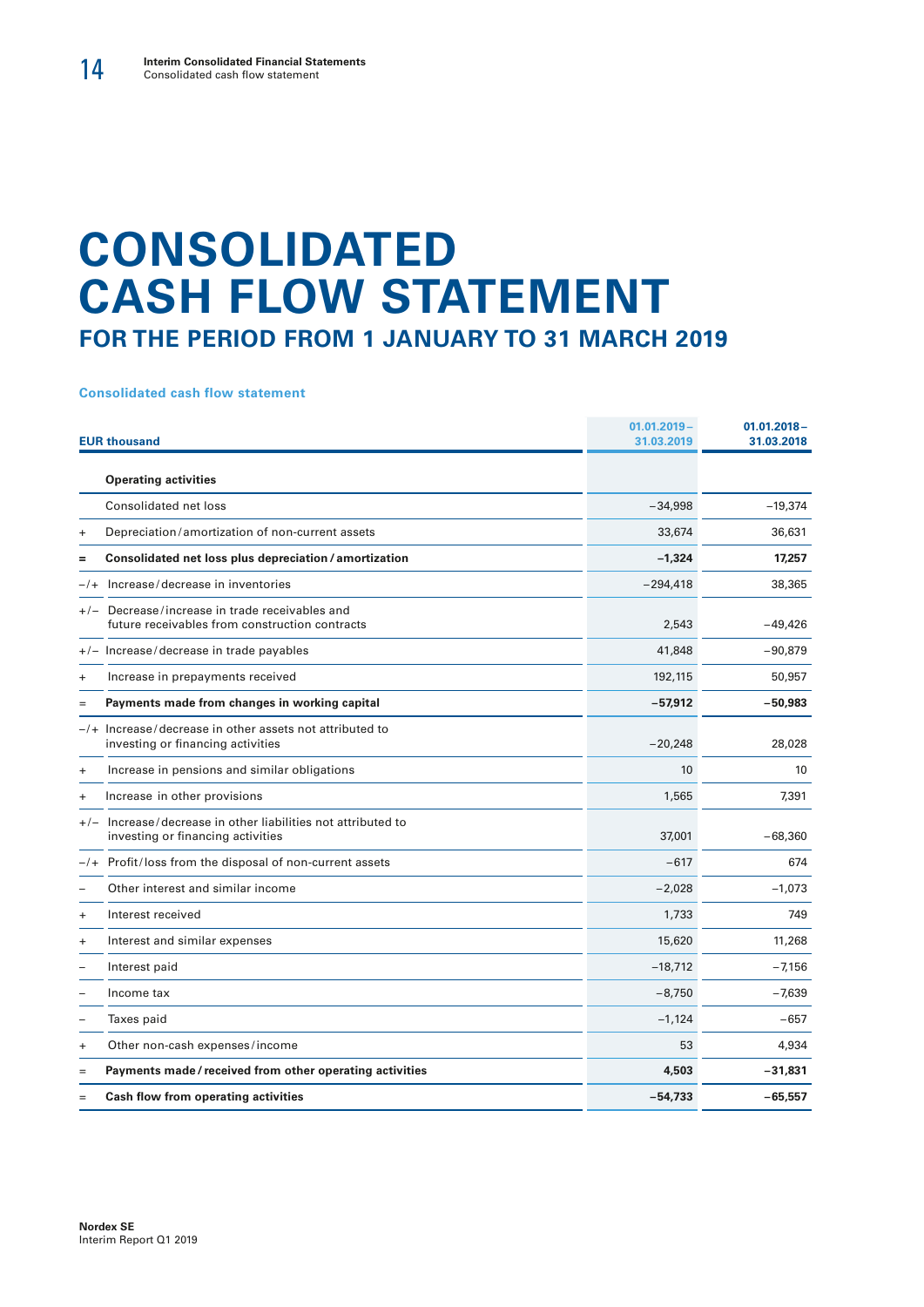# CONSOLIDATED CASH FLOW STATEMENT

## FOR THE PERIOD FROM 1 JANUARY TO 31 MARCH 2019

### Consolidated cash flow statement

| | EUR thousand | 01.01.2019 – 31.03.2019 | 01.01.2018 – 31.03.2018 |
|---|---|---|---|
| | **Operating activities** | | |
| | Consolidated net loss | −34,998 | −19,374 |
| + | Depreciation / amortization of non-current assets | 33,674 | 36,631 |
| = | **Consolidated net loss plus depreciation / amortization** | **−1,324** | **17,257** |
| −/+ | Increase / decrease in inventories | −294,418 | 38,365 |
| +/− | Decrease / increase in trade receivables and future receivables from construction contracts | 2,543 | −49,426 |
| +/− | Increase / decrease in trade payables | 41,848 | −90,879 |
| + | Increase in prepayments received | 192,115 | 50,957 |
| = | **Payments made from changes in working capital** | **−57,912** | **−50,983** |
| −/+ | Increase / decrease in other assets not attributed to investing or financing activities | −20,248 | 28,028 |
| + | Increase in pensions and similar obligations | 10 | 10 |
| + | Increase in other provisions | 1,565 | 7,391 |
| +/− | Increase / decrease in other liabilities not attributed to investing or financing activities | 37,001 | −68,360 |
| −/+ | Profit / loss from the disposal of non-current assets | −617 | 674 |
| − | Other interest and similar income | −2,028 | −1,073 |
| + | Interest received | 1,733 | 749 |
| + | Interest and similar expenses | 15,620 | 11,268 |
| − | Interest paid | −18,712 | −7,156 |
| − | Income tax | −8,750 | −7,639 |
| − | Taxes paid | −1,124 | −657 |
| + | Other non-cash expenses / income | 53 | 4,934 |
| = | **Payments made / received from other operating activities** | **4,503** | **−31,831** |
| = | **Cash flow from operating activities** | **−54,733** | **−65,557** |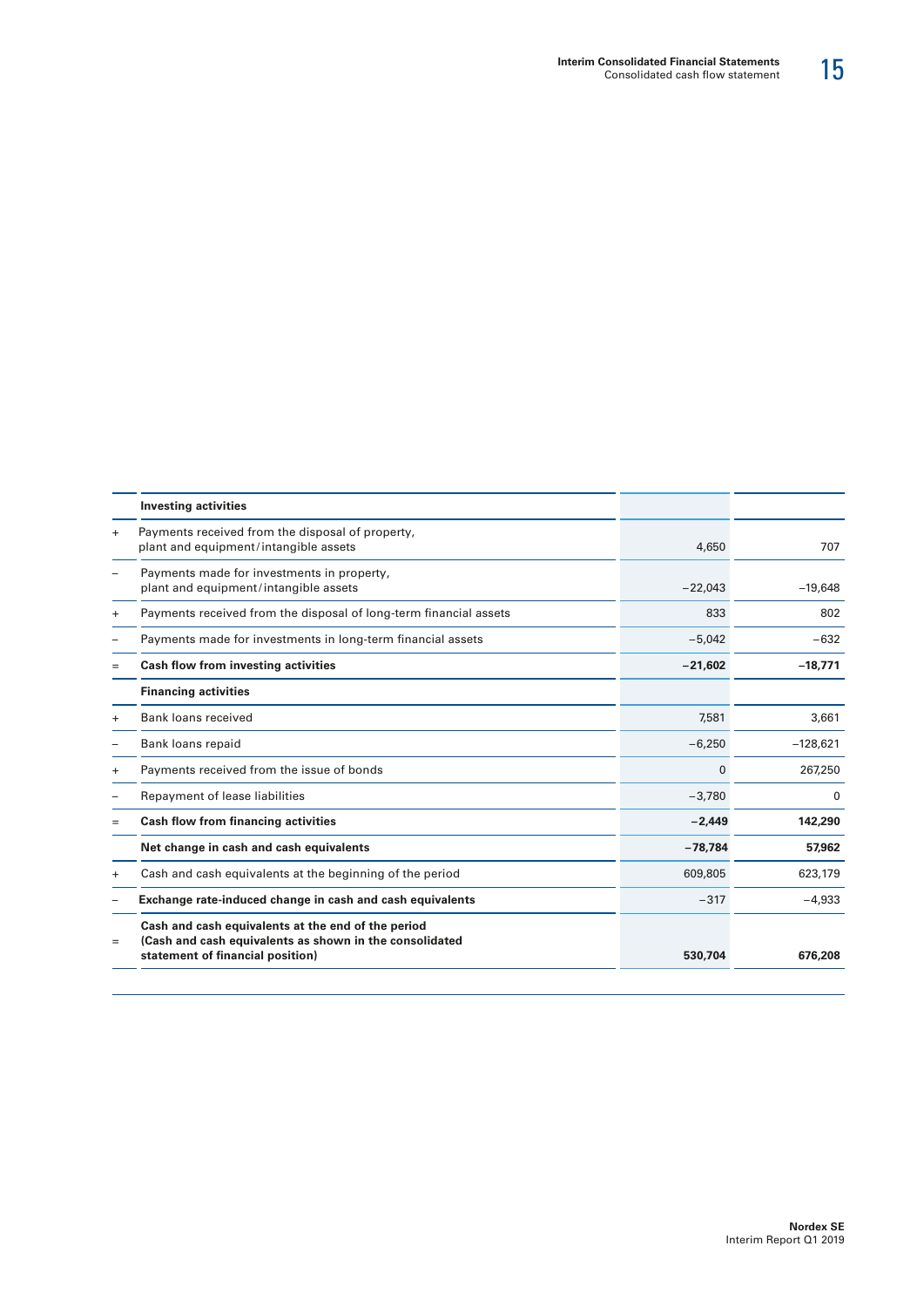| | | | |
|---|---|---|---|
| | **Investing activities** | | |
| + | Payments received from the disposal of property, plant and equipment/intangible assets | 4,650 | 707 |
| – | Payments made for investments in property, plant and equipment/intangible assets | −22,043 | −19,648 |
| + | Payments received from the disposal of long-term financial assets | 833 | 802 |
| – | Payments made for investments in long-term financial assets | −5,042 | −632 |
| = | **Cash flow from investing activities** | **−21,602** | **−18,771** |
| | **Financing activities** | | |
| + | Bank loans received | 7,581 | 3,661 |
| – | Bank loans repaid | −6,250 | −128,621 |
| + | Payments received from the issue of bonds | 0 | 267,250 |
| – | Repayment of lease liabilities | −3,780 | 0 |
| = | **Cash flow from financing activities** | **−2,449** | **142,290** |
| | **Net change in cash and cash equivalents** | **−78,784** | **57,962** |
| + | Cash and cash equivalents at the beginning of the period | 609,805 | 623,179 |
| – | **Exchange rate-induced change in cash and cash equivalents** | −317 | −4,933 |
| = | **Cash and cash equivalents at the end of the period (Cash and cash equivalents as shown in the consolidated statement of financial position)** | **530,704** | **676,208** |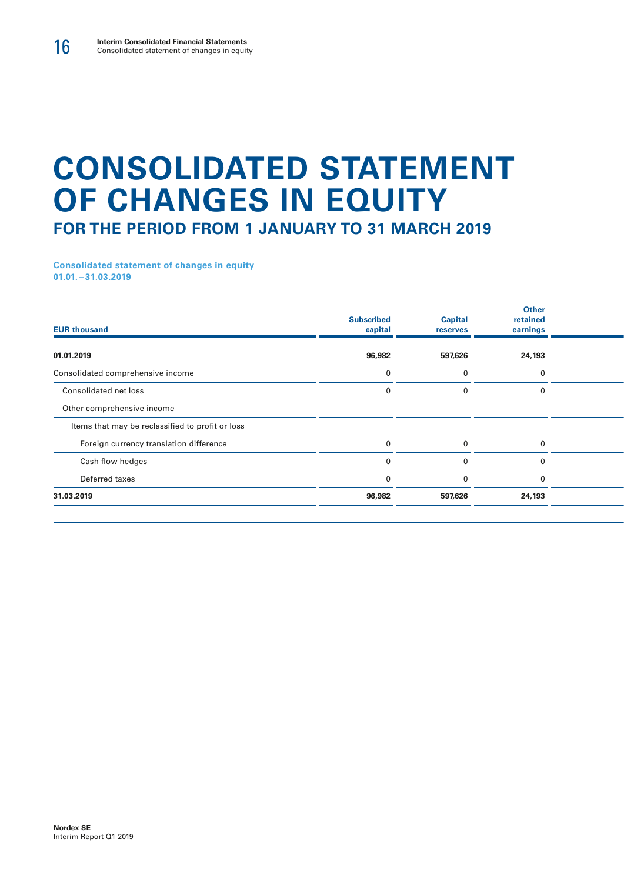# CONSOLIDATED STATEMENT OF CHANGES IN EQUITY

## FOR THE PERIOD FROM 1 JANUARY TO 31 MARCH 2019

**Consolidated statement of changes in equity**
**01.01. – 31.03.2019**

| EUR thousand | Subscribed capital | Capital reserves | Other retained earnings |
|---|---|---|---|
| **01.01.2019** | **96,982** | **597,626** | **24,193** |
| Consolidated comprehensive income | 0 | 0 | 0 |
| Consolidated net loss | 0 | 0 | 0 |
| Other comprehensive income | | | |
| Items that may be reclassified to profit or loss | | | |
| Foreign currency translation difference | 0 | 0 | 0 |
| Cash flow hedges | 0 | 0 | 0 |
| Deferred taxes | 0 | 0 | 0 |
| **31.03.2019** | **96,982** | **597,626** | **24,193** |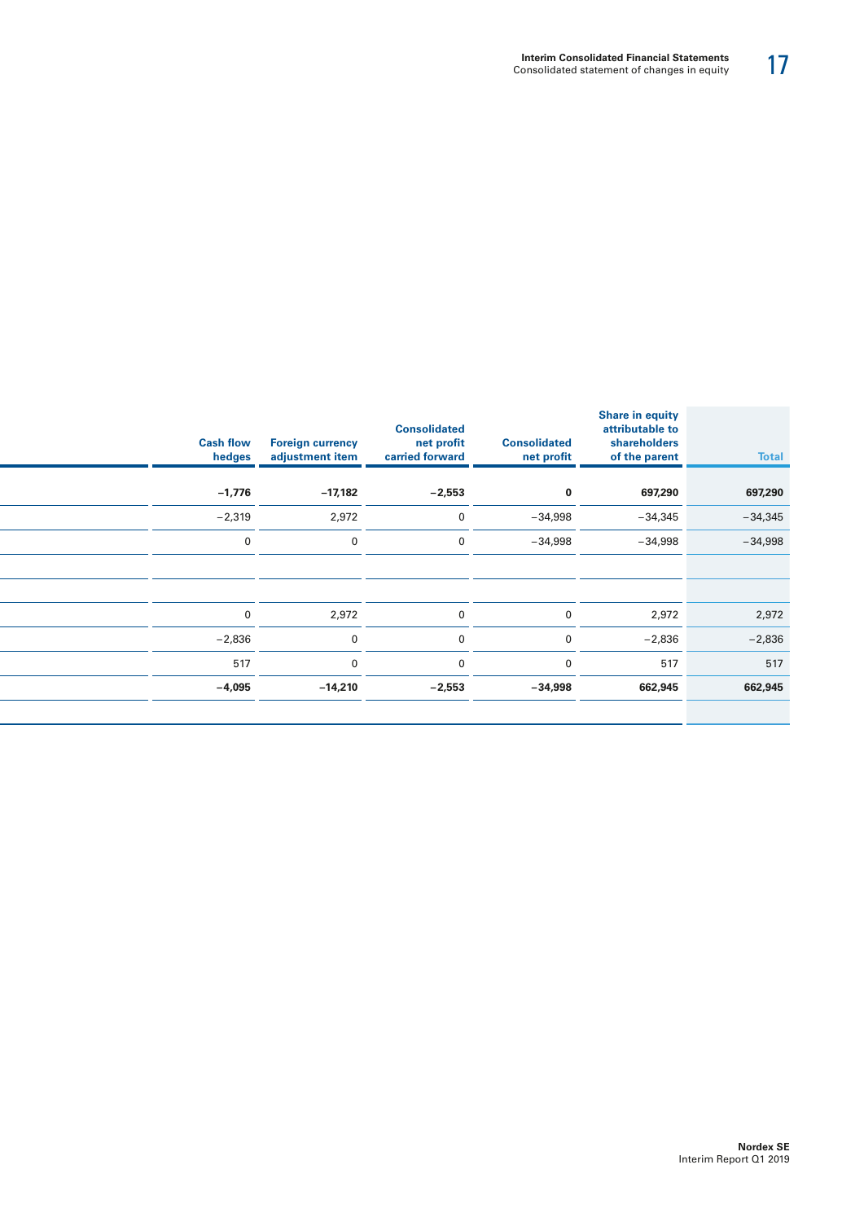| Cash flow hedges | Foreign currency adjustment item | Consolidated net profit carried forward | Consolidated net profit | Share in equity attributable to shareholders of the parent | Total |
|---|---|---|---|---|---|
| **−1,776** | **−17,182** | **−2,553** | **0** | **697,290** | **697,290** |
| −2,319 | 2,972 | 0 | −34,998 | −34,345 | −34,345 |
| 0 | 0 | 0 | −34,998 | −34,998 | −34,998 |
| | | | | | |
| | | | | | |
| 0 | 2,972 | 0 | 0 | 2,972 | 2,972 |
| −2,836 | 0 | 0 | 0 | −2,836 | −2,836 |
| 517 | 0 | 0 | 0 | 517 | 517 |
| **−4,095** | **−14,210** | **−2,553** | **−34,998** | **662,945** | **662,945** |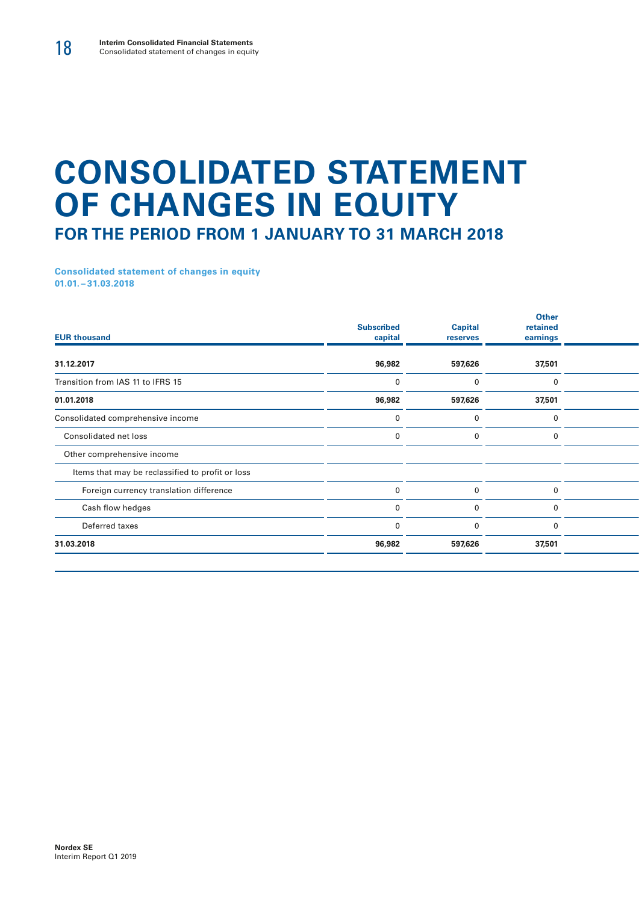# CONSOLIDATED STATEMENT OF CHANGES IN EQUITY

## FOR THE PERIOD FROM 1 JANUARY TO 31 MARCH 2018

**Consolidated statement of changes in equity 01.01. – 31.03.2018**

| EUR thousand | Subscribed capital | Capital reserves | Other retained earnings |
|---|---|---|---|
| **31.12.2017** | **96,982** | **597,626** | **37,501** |
| Transition from IAS 11 to IFRS 15 | 0 | 0 | 0 |
| **01.01.2018** | **96,982** | **597,626** | **37,501** |
| Consolidated comprehensive income | 0 | 0 | 0 |
| Consolidated net loss | 0 | 0 | 0 |
| Other comprehensive income | | | |
| Items that may be reclassified to profit or loss | | | |
| Foreign currency translation difference | 0 | 0 | 0 |
| Cash flow hedges | 0 | 0 | 0 |
| Deferred taxes | 0 | 0 | 0 |
| **31.03.2018** | **96,982** | **597,626** | **37,501** |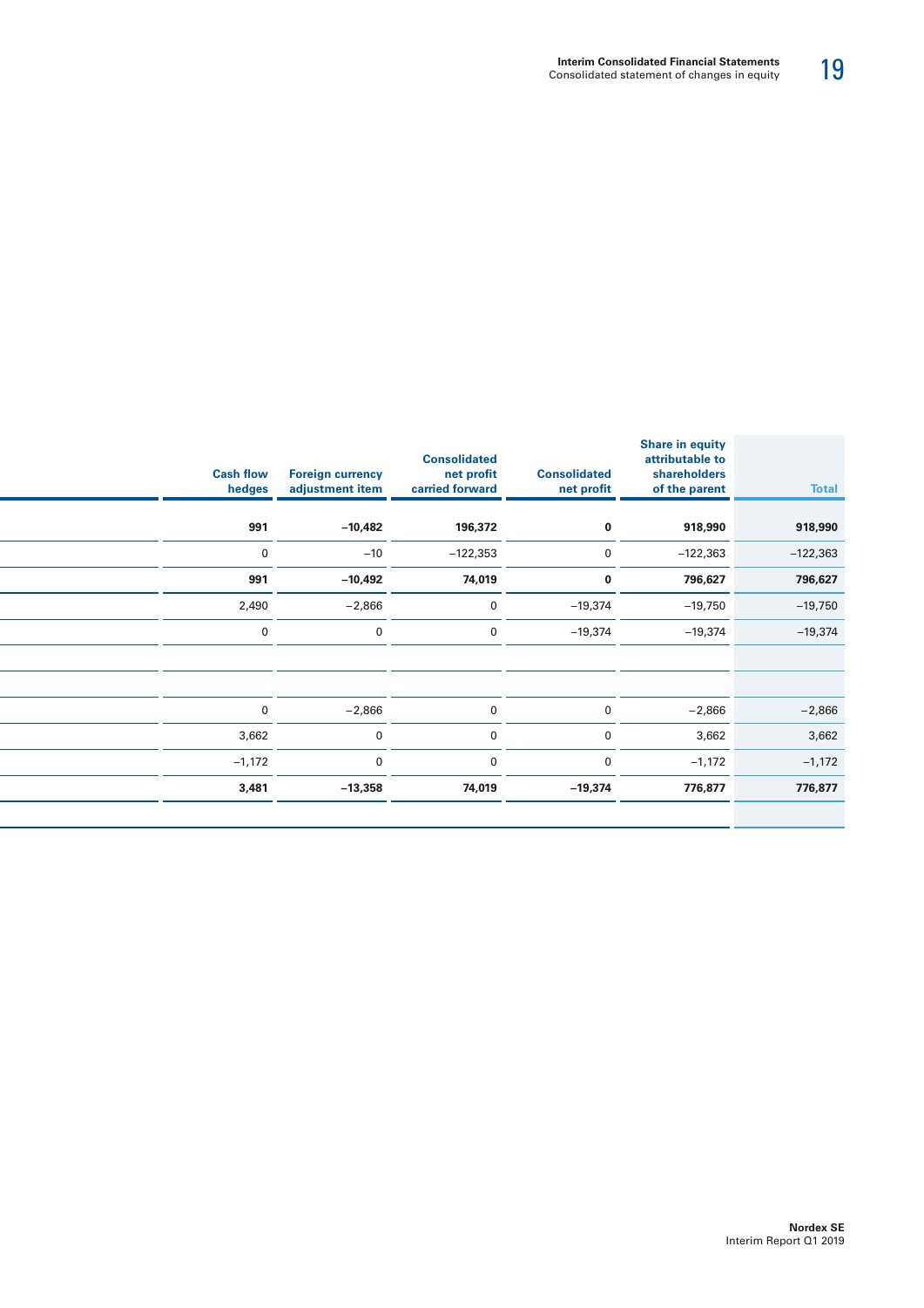| Cash flow hedges | Foreign currency adjustment item | Consolidated net profit carried forward | Consolidated net profit | Share in equity attributable to shareholders of the parent | Total |
|---|---|---|---|---|---|
| **991** | **−10,482** | **196,372** | **0** | **918,990** | **918,990** |
| 0 | −10 | −122,353 | 0 | −122,363 | −122,363 |
| **991** | **−10,492** | **74,019** | **0** | **796,627** | **796,627** |
| 2,490 | −2,866 | 0 | −19,374 | −19,750 | −19,750 |
| 0 | 0 | 0 | −19,374 | −19,374 | −19,374 |
| | | | | | |
| | | | | | |
| 0 | −2,866 | 0 | 0 | −2,866 | −2,866 |
| 3,662 | 0 | 0 | 0 | 3,662 | 3,662 |
| −1,172 | 0 | 0 | 0 | −1,172 | −1,172 |
| **3,481** | **−13,358** | **74,019** | **−19,374** | **776,877** | **776,877** |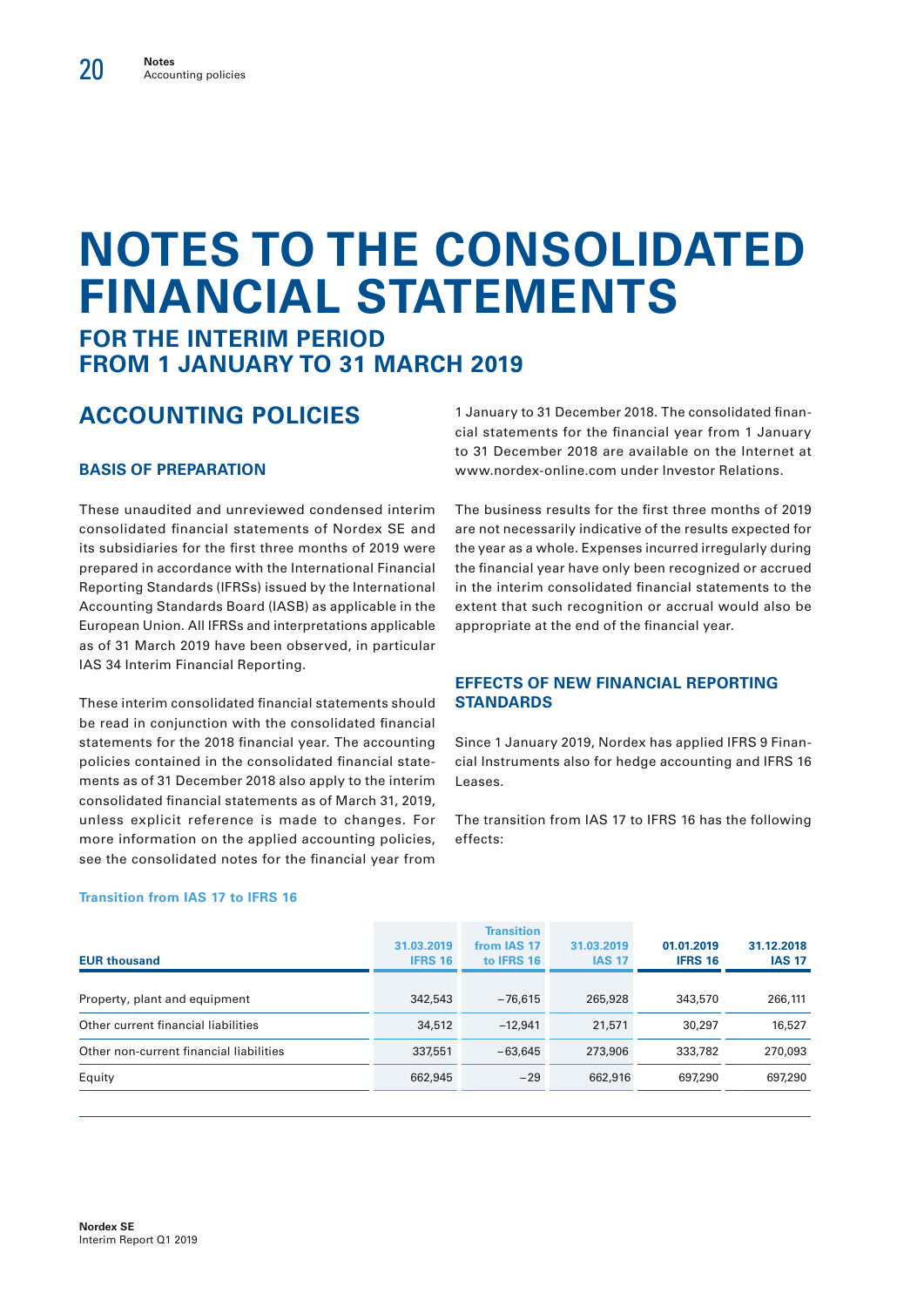# NOTES TO THE CONSOLIDATED FINANCIAL STATEMENTS

## FOR THE INTERIM PERIOD FROM 1 JANUARY TO 31 MARCH 2019

## ACCOUNTING POLICIES

### BASIS OF PREPARATION

These unaudited and unreviewed condensed interim consolidated financial statements of Nordex SE and its subsidiaries for the first three months of 2019 were prepared in accordance with the International Financial Reporting Standards (IFRSs) issued by the International Accounting Standards Board (IASB) as applicable in the European Union. All IFRSs and interpretations applicable as of 31 March 2019 have been observed, in particular IAS 34 Interim Financial Reporting.

These interim consolidated financial statements should be read in conjunction with the consolidated financial statements for the 2018 financial year. The accounting policies contained in the consolidated financial statements as of 31 December 2018 also apply to the interim consolidated financial statements as of March 31, 2019, unless explicit reference is made to changes. For more information on the applied accounting policies, see the consolidated notes for the financial year from 1 January to 31 December 2018. The consolidated financial statements for the financial year from 1 January to 31 December 2018 are available on the Internet at www.nordex-online.com under Investor Relations.

The business results for the first three months of 2019 are not necessarily indicative of the results expected for the year as a whole. Expenses incurred irregularly during the financial year have only been recognized or accrued in the interim consolidated financial statements to the extent that such recognition or accrual would also be appropriate at the end of the financial year.

### EFFECTS OF NEW FINANCIAL REPORTING STANDARDS

Since 1 January 2019, Nordex has applied IFRS 9 Financial Instruments also for hedge accounting and IFRS 16 Leases.

The transition from IAS 17 to IFRS 16 has the following effects:

**Transition from IAS 17 to IFRS 16**

| EUR thousand | 31.03.2019 IFRS 16 | Transition from IAS 17 to IFRS 16 | 31.03.2019 IAS 17 | 01.01.2019 IFRS 16 | 31.12.2018 IAS 17 |
|---|---|---|---|---|---|
| Property, plant and equipment | 342,543 | −76,615 | 265,928 | 343,570 | 266,111 |
| Other current financial liabilities | 34,512 | −12,941 | 21,571 | 30,297 | 16,527 |
| Other non-current financial liabilities | 337,551 | −63,645 | 273,906 | 333,782 | 270,093 |
| Equity | 662,945 | −29 | 662,916 | 697,290 | 697,290 |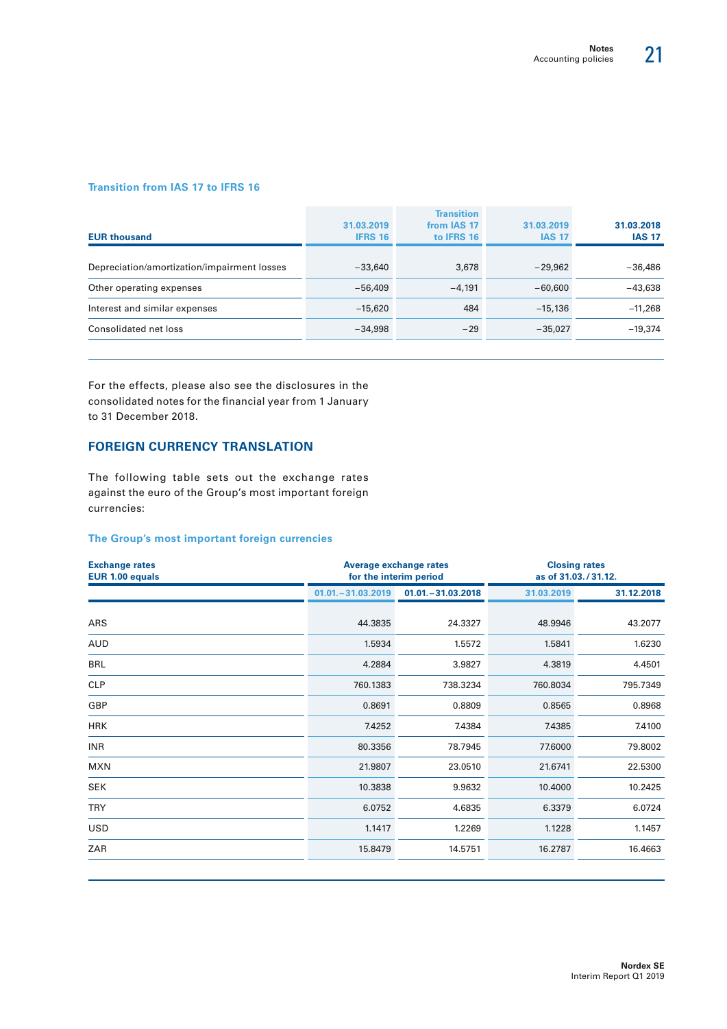### Transition from IAS 17 to IFRS 16

| EUR thousand | 31.03.2019 IFRS 16 | Transition from IAS 17 to IFRS 16 | 31.03.2019 IAS 17 | 31.03.2018 IAS 17 |
|---|---|---|---|---|
| Depreciation/amortization/impairment losses | −33,640 | 3,678 | −29,962 | −36,486 |
| Other operating expenses | −56,409 | −4,191 | −60,600 | −43,638 |
| Interest and similar expenses | −15,620 | 484 | −15,136 | −11,268 |
| Consolidated net loss | −34,998 | −29 | −35,027 | −19,374 |

For the effects, please also see the disclosures in the consolidated notes for the financial year from 1 January to 31 December 2018.

## FOREIGN CURRENCY TRANSLATION

The following table sets out the exchange rates against the euro of the Group's most important foreign currencies:

### The Group's most important foreign currencies

| Exchange rates EUR 1.00 equals | Average exchange rates for the interim period | | Closing rates as of 31.03./31.12. | |
|---|---|---|---|---|
| | 01.01.–31.03.2019 | 01.01.–31.03.2018 | 31.03.2019 | 31.12.2018 |
| ARS | 44.3835 | 24.3327 | 48.9946 | 43.2077 |
| AUD | 1.5934 | 1.5572 | 1.5841 | 1.6230 |
| BRL | 4.2884 | 3.9827 | 4.3819 | 4.4501 |
| CLP | 760.1383 | 738.3234 | 760.8034 | 795.7349 |
| GBP | 0.8691 | 0.8809 | 0.8565 | 0.8968 |
| HRK | 7.4252 | 7.4384 | 7.4385 | 7.4100 |
| INR | 80.3356 | 78.7945 | 77.6000 | 79.8002 |
| MXN | 21.9807 | 23.0510 | 21.6741 | 22.5300 |
| SEK | 10.3838 | 9.9632 | 10.4000 | 10.2425 |
| TRY | 6.0752 | 4.6835 | 6.3379 | 6.0724 |
| USD | 1.1417 | 1.2269 | 1.1228 | 1.1457 |
| ZAR | 15.8479 | 14.5751 | 16.2787 | 16.4663 |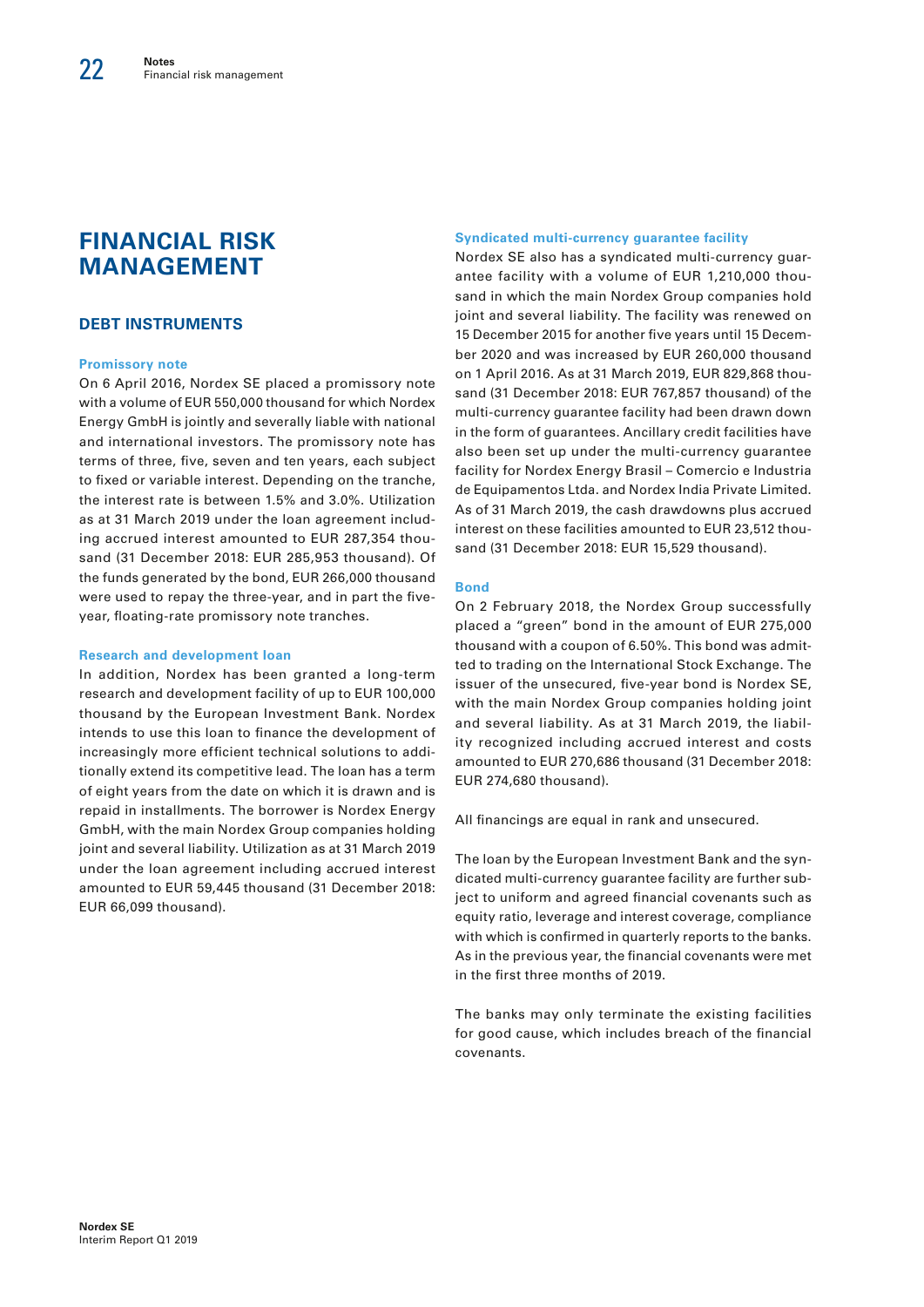# FINANCIAL RISK MANAGEMENT

## DEBT INSTRUMENTS

### Promissory note

On 6 April 2016, Nordex SE placed a promissory note with a volume of EUR 550,000 thousand for which Nordex Energy GmbH is jointly and severally liable with national and international investors. The promissory note has terms of three, five, seven and ten years, each subject to fixed or variable interest. Depending on the tranche, the interest rate is between 1.5% and 3.0%. Utilization as at 31 March 2019 under the loan agreement including accrued interest amounted to EUR 287,354 thousand (31 December 2018: EUR 285,953 thousand). Of the funds generated by the bond, EUR 266,000 thousand were used to repay the three-year, and in part the five-year, floating-rate promissory note tranches.

### Research and development loan

In addition, Nordex has been granted a long-term research and development facility of up to EUR 100,000 thousand by the European Investment Bank. Nordex intends to use this loan to finance the development of increasingly more efficient technical solutions to additionally extend its competitive lead. The loan has a term of eight years from the date on which it is drawn and is repaid in installments. The borrower is Nordex Energy GmbH, with the main Nordex Group companies holding joint and several liability. Utilization as at 31 March 2019 under the loan agreement including accrued interest amounted to EUR 59,445 thousand (31 December 2018: EUR 66,099 thousand).

### Syndicated multi-currency guarantee facility

Nordex SE also has a syndicated multi-currency guarantee facility with a volume of EUR 1,210,000 thousand in which the main Nordex Group companies hold joint and several liability. The facility was renewed on 15 December 2015 for another five years until 15 December 2020 and was increased by EUR 260,000 thousand on 1 April 2016. As at 31 March 2019, EUR 829,868 thousand (31 December 2018: EUR 767,857 thousand) of the multi-currency guarantee facility had been drawn down in the form of guarantees. Ancillary credit facilities have also been set up under the multi-currency guarantee facility for Nordex Energy Brasil – Comercio e Industria de Equipamentos Ltda. and Nordex India Private Limited. As of 31 March 2019, the cash drawdowns plus accrued interest on these facilities amounted to EUR 23,512 thousand (31 December 2018: EUR 15,529 thousand).

### Bond

On 2 February 2018, the Nordex Group successfully placed a "green" bond in the amount of EUR 275,000 thousand with a coupon of 6.50%. This bond was admitted to trading on the International Stock Exchange. The issuer of the unsecured, five-year bond is Nordex SE, with the main Nordex Group companies holding joint and several liability. As at 31 March 2019, the liability recognized including accrued interest and costs amounted to EUR 270,686 thousand (31 December 2018: EUR 274,680 thousand).

All financings are equal in rank and unsecured.

The loan by the European Investment Bank and the syndicated multi-currency guarantee facility are further subject to uniform and agreed financial covenants such as equity ratio, leverage and interest coverage, compliance with which is confirmed in quarterly reports to the banks. As in the previous year, the financial covenants were met in the first three months of 2019.

The banks may only terminate the existing facilities for good cause, which includes breach of the financial covenants.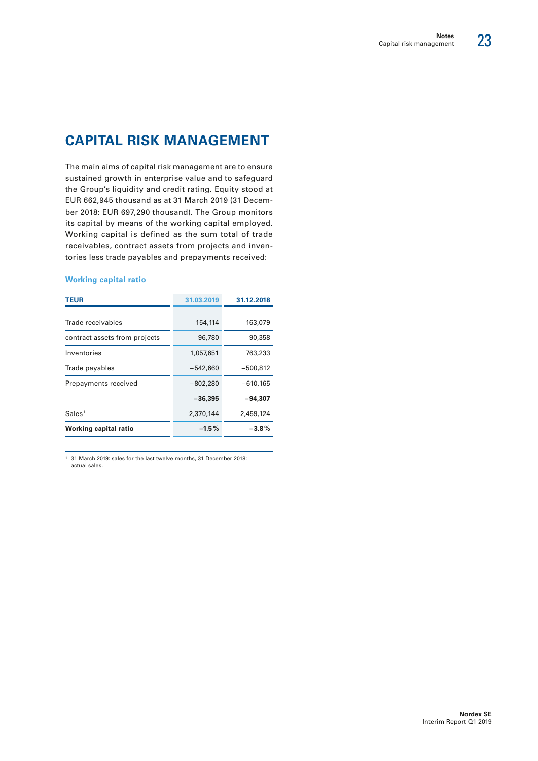# CAPITAL RISK MANAGEMENT

The main aims of capital risk management are to ensure sustained growth in enterprise value and to safeguard the Group's liquidity and credit rating. Equity stood at EUR 662,945 thousand as at 31 March 2019 (31 December 2018: EUR 697,290 thousand). The Group monitors its capital by means of the working capital employed. Working capital is defined as the sum total of trade receivables, contract assets from projects and inventories less trade payables and prepayments received:

### Working capital ratio

| TEUR | 31.03.2019 | 31.12.2018 |
|---|---|---|
| Trade receivables | 154,114 | 163,079 |
| contract assets from projects | 96,780 | 90,358 |
| Inventories | 1,057,651 | 763,233 |
| Trade payables | −542,660 | −500,812 |
| Prepayments received | −802,280 | −610,165 |
| | **−36,395** | **−94,307** |
| Sales[1] | 2,370,144 | 2,459,124 |
| **Working capital ratio** | **−1.5%** | **−3.8%** |

[1] 31 March 2019: sales for the last twelve months, 31 December 2018: actual sales.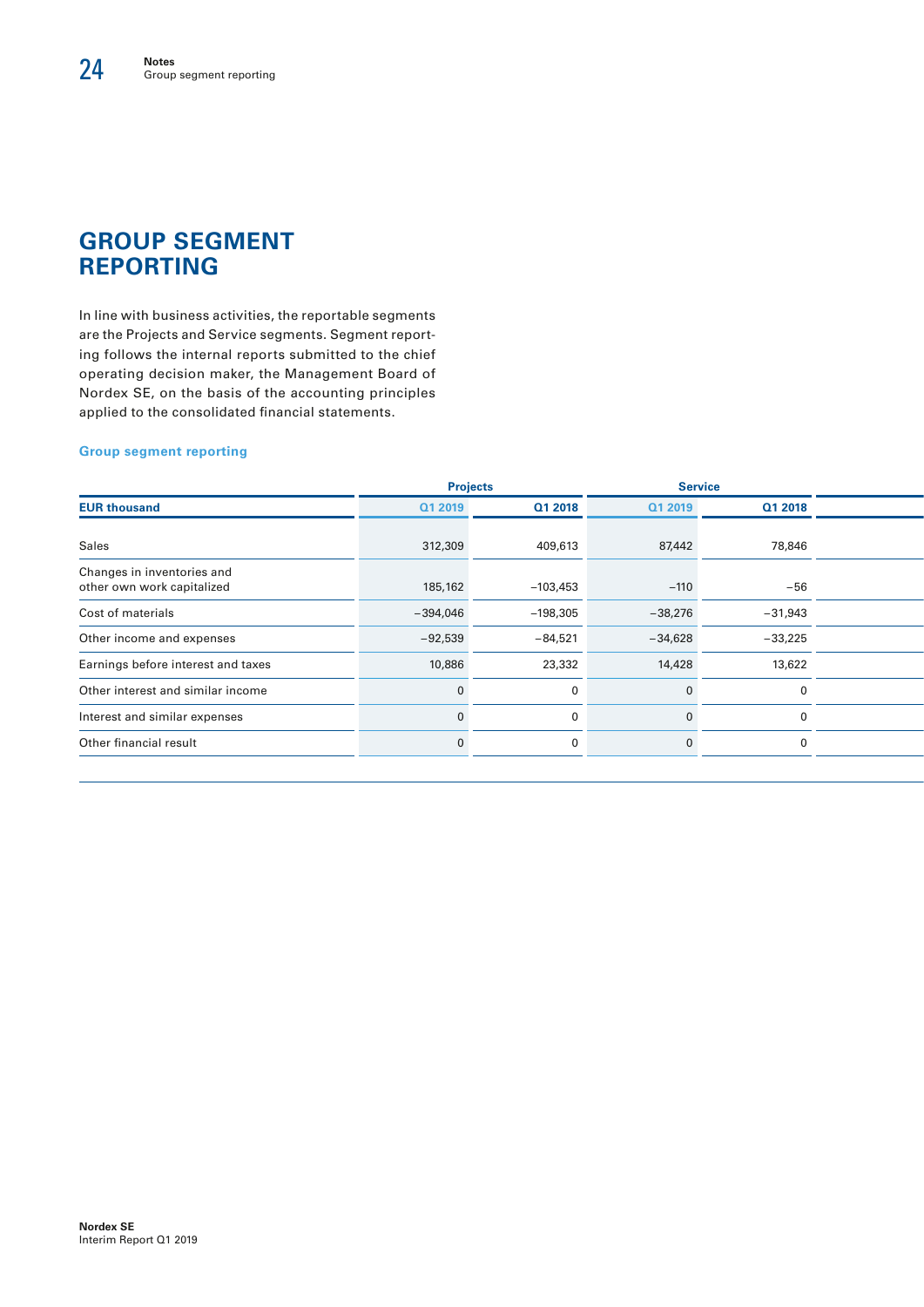# GROUP SEGMENT REPORTING

In line with business activities, the reportable segments are the Projects and Service segments. Segment reporting follows the internal reports submitted to the chief operating decision maker, the Management Board of Nordex SE, on the basis of the accounting principles applied to the consolidated financial statements.

### Group segment reporting

| | Projects | | Service | |
|---|---|---|---|---|
| **EUR thousand** | **Q1 2019** | **Q1 2018** | **Q1 2019** | **Q1 2018** |
| Sales | 312,309 | 409,613 | 87,442 | 78,846 |
| Changes in inventories and other own work capitalized | 185,162 | −103,453 | −110 | −56 |
| Cost of materials | −394,046 | −198,305 | −38,276 | −31,943 |
| Other income and expenses | −92,539 | −84,521 | −34,628 | −33,225 |
| Earnings before interest and taxes | 10,886 | 23,332 | 14,428 | 13,622 |
| Other interest and similar income | 0 | 0 | 0 | 0 |
| Interest and similar expenses | 0 | 0 | 0 | 0 |
| Other financial result | 0 | 0 | 0 | 0 |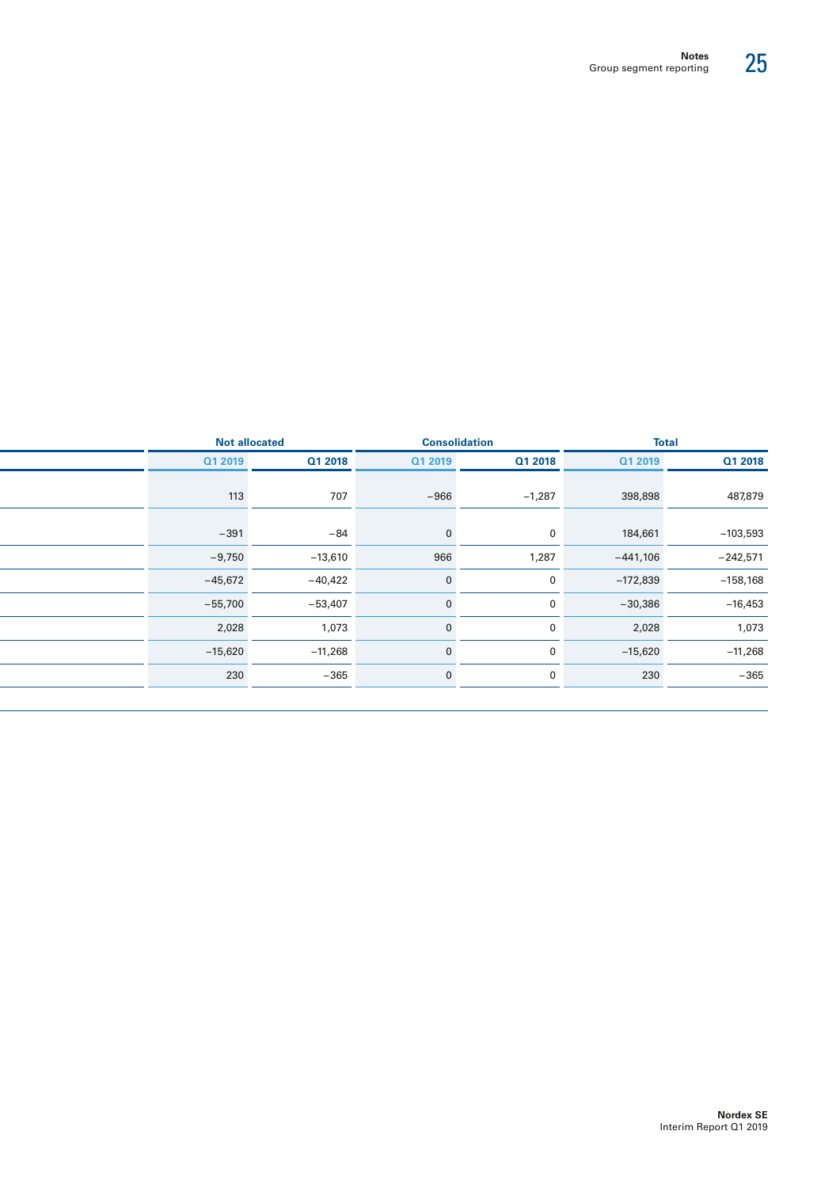| | Not allocated | | Consolidation | | Total | |
|---|---|---|---|---|---|---|
| | Q1 2019 | Q1 2018 | Q1 2019 | Q1 2018 | Q1 2019 | Q1 2018 |
| | 113 | 707 | −966 | −1,287 | 398,898 | 487,879 |
| | −391 | −84 | 0 | 0 | 184,661 | −103,593 |
| | −9,750 | −13,610 | 966 | 1,287 | −441,106 | −242,571 |
| | −45,672 | −40,422 | 0 | 0 | −172,839 | −158,168 |
| | −55,700 | −53,407 | 0 | 0 | −30,386 | −16,453 |
| | 2,028 | 1,073 | 0 | 0 | 2,028 | 1,073 |
| | −15,620 | −11,268 | 0 | 0 | −15,620 | −11,268 |
| | 230 | −365 | 0 | 0 | 230 | −365 |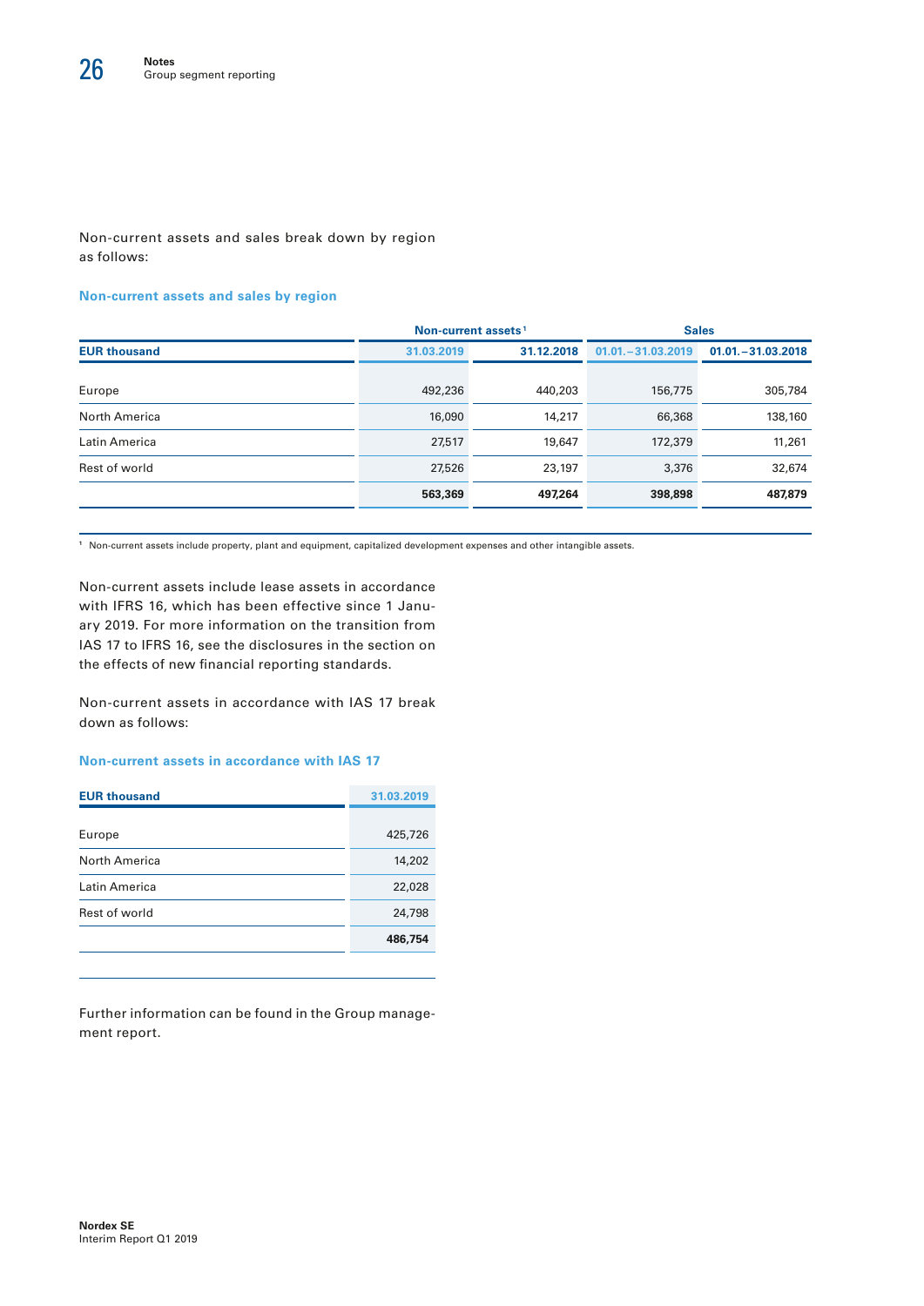Non-current assets and sales break down by region as follows:

### Non-current assets and sales by region

| | Non-current assets[1] | | Sales | |
|---|---|---|---|---|
| EUR thousand | 31.03.2019 | 31.12.2018 | 01.01.–31.03.2019 | 01.01.–31.03.2018 |
| Europe | 492,236 | 440,203 | 156,775 | 305,784 |
| North America | 16,090 | 14,217 | 66,368 | 138,160 |
| Latin America | 27,517 | 19,647 | 172,379 | 11,261 |
| Rest of world | 27,526 | 23,197 | 3,376 | 32,674 |
| | **563,369** | **497,264** | **398,898** | **487,879** |

[1] Non-current assets include property, plant and equipment, capitalized development expenses and other intangible assets.

Non-current assets include lease assets in accordance with IFRS 16, which has been effective since 1 January 2019. For more information on the transition from IAS 17 to IFRS 16, see the disclosures in the section on the effects of new financial reporting standards.

Non-current assets in accordance with IAS 17 break down as follows:

### Non-current assets in accordance with IAS 17

| EUR thousand | 31.03.2019 |
|---|---|
| Europe | 425,726 |
| North America | 14,202 |
| Latin America | 22,028 |
| Rest of world | 24,798 |
| | **486,754** |

Further information can be found in the Group management report.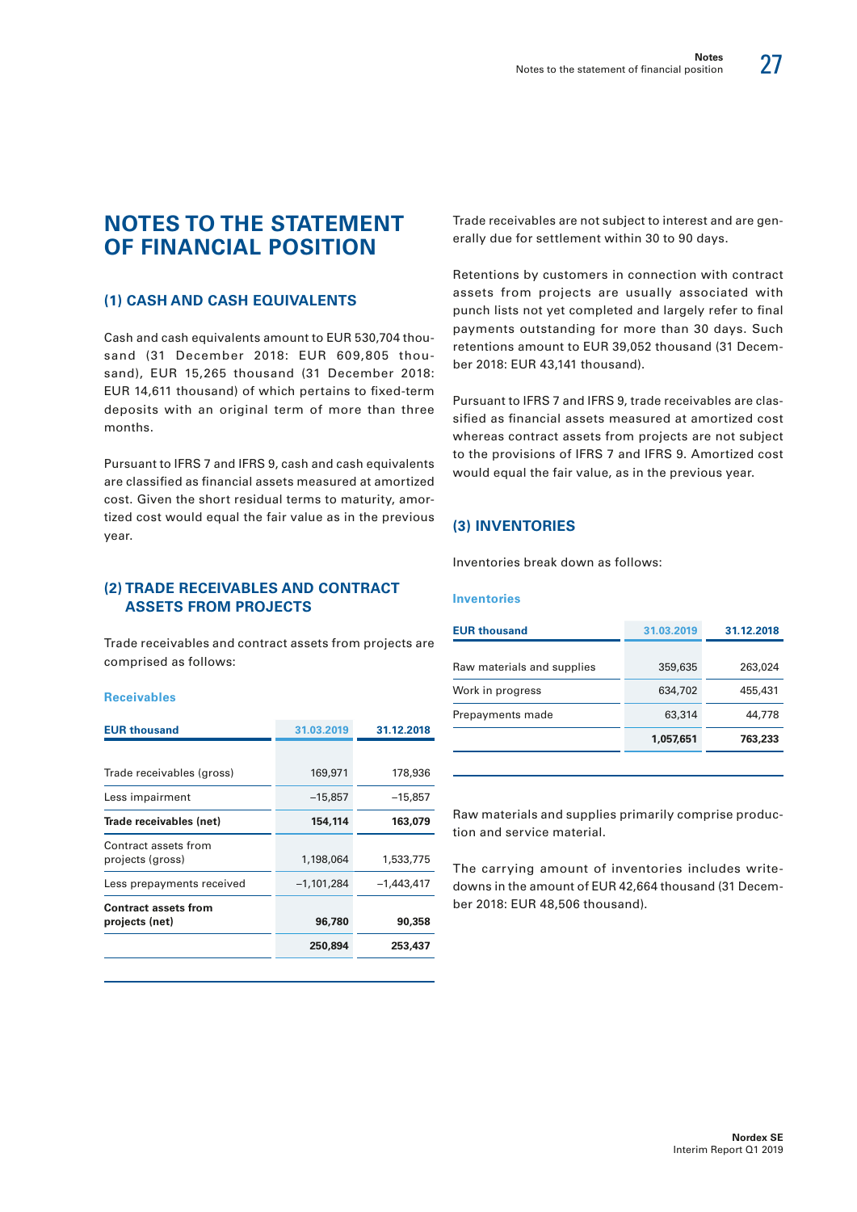# NOTES TO THE STATEMENT OF FINANCIAL POSITION

## (1) CASH AND CASH EQUIVALENTS

Cash and cash equivalents amount to EUR 530,704 thousand (31 December 2018: EUR 609,805 thousand), EUR 15,265 thousand (31 December 2018: EUR 14,611 thousand) of which pertains to fixed-term deposits with an original term of more than three months.

Pursuant to IFRS 7 and IFRS 9, cash and cash equivalents are classified as financial assets measured at amortized cost. Given the short residual terms to maturity, amortized cost would equal the fair value as in the previous year.

## (2) TRADE RECEIVABLES AND CONTRACT ASSETS FROM PROJECTS

Trade receivables and contract assets from projects are comprised as follows:

**Receivables**

| EUR thousand | 31.03.2019 | 31.12.2018 |
|---|---|---|
| Trade receivables (gross) | 169,971 | 178,936 |
| Less impairment | –15,857 | –15,857 |
| **Trade receivables (net)** | **154,114** | **163,079** |
| Contract assets from projects (gross) | 1,198,064 | 1,533,775 |
| Less prepayments received | –1,101,284 | –1,443,417 |
| **Contract assets from projects (net)** | **96,780** | **90,358** |
| | **250,894** | **253,437** |

Trade receivables are not subject to interest and are generally due for settlement within 30 to 90 days.

Retentions by customers in connection with contract assets from projects are usually associated with punch lists not yet completed and largely refer to final payments outstanding for more than 30 days. Such retentions amount to EUR 39,052 thousand (31 December 2018: EUR 43,141 thousand).

Pursuant to IFRS 7 and IFRS 9, trade receivables are classified as financial assets measured at amortized cost whereas contract assets from projects are not subject to the provisions of IFRS 7 and IFRS 9. Amortized cost would equal the fair value, as in the previous year.

## (3) INVENTORIES

Inventories break down as follows:

**Inventories**

| EUR thousand | 31.03.2019 | 31.12.2018 |
|---|---|---|
| Raw materials and supplies | 359,635 | 263,024 |
| Work in progress | 634,702 | 455,431 |
| Prepayments made | 63,314 | 44,778 |
| | **1,057,651** | **763,233** |

Raw materials and supplies primarily comprise production and service material.

The carrying amount of inventories includes write-downs in the amount of EUR 42,664 thousand (31 December 2018: EUR 48,506 thousand).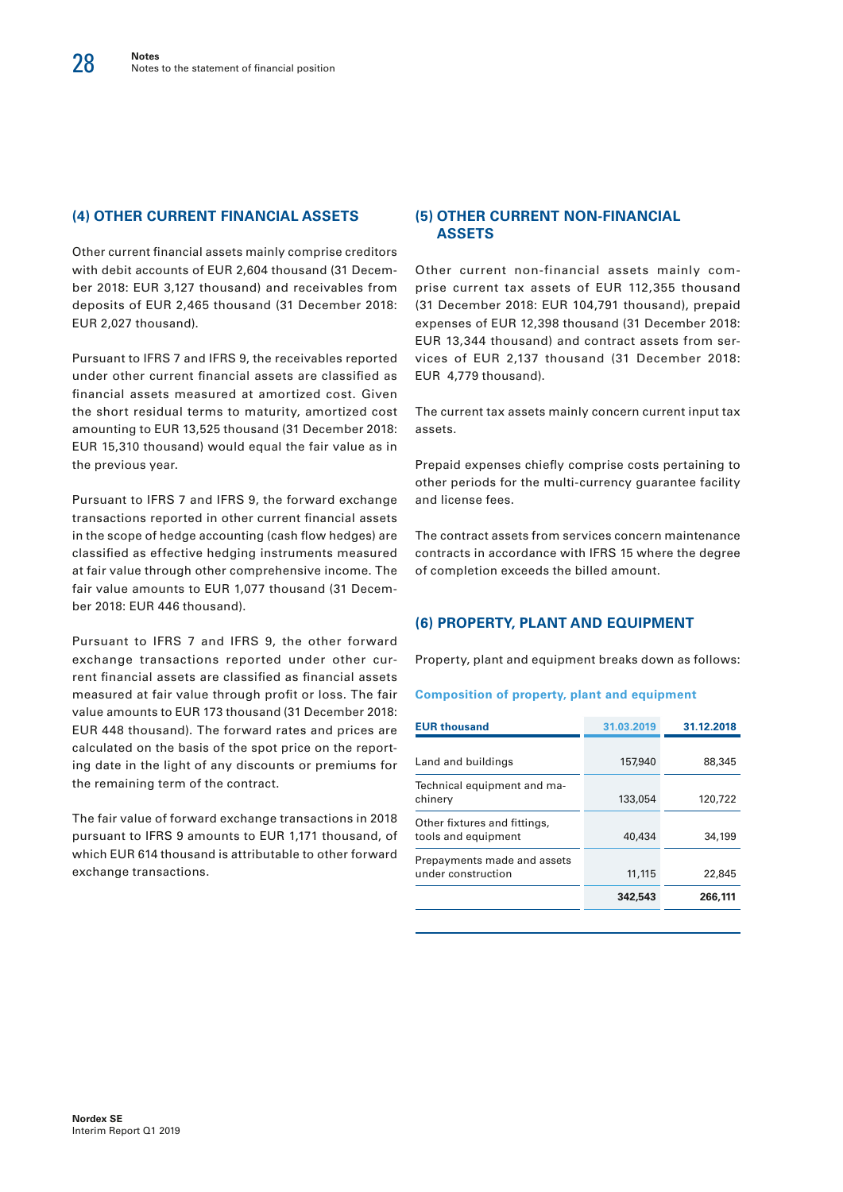## (4) OTHER CURRENT FINANCIAL ASSETS

Other current financial assets mainly comprise creditors with debit accounts of EUR 2,604 thousand (31 December 2018: EUR 3,127 thousand) and receivables from deposits of EUR 2,465 thousand (31 December 2018: EUR 2,027 thousand).

Pursuant to IFRS 7 and IFRS 9, the receivables reported under other current financial assets are classified as financial assets measured at amortized cost. Given the short residual terms to maturity, amortized cost amounting to EUR 13,525 thousand (31 December 2018: EUR 15,310 thousand) would equal the fair value as in the previous year.

Pursuant to IFRS 7 and IFRS 9, the forward exchange transactions reported in other current financial assets in the scope of hedge accounting (cash flow hedges) are classified as effective hedging instruments measured at fair value through other comprehensive income. The fair value amounts to EUR 1,077 thousand (31 December 2018: EUR 446 thousand).

Pursuant to IFRS 7 and IFRS 9, the other forward exchange transactions reported under other current financial assets are classified as financial assets measured at fair value through profit or loss. The fair value amounts to EUR 173 thousand (31 December 2018: EUR 448 thousand). The forward rates and prices are calculated on the basis of the spot price on the reporting date in the light of any discounts or premiums for the remaining term of the contract.

The fair value of forward exchange transactions in 2018 pursuant to IFRS 9 amounts to EUR 1,171 thousand, of which EUR 614 thousand is attributable to other forward exchange transactions.

## (5) OTHER CURRENT NON-FINANCIAL ASSETS

Other current non-financial assets mainly comprise current tax assets of EUR 112,355 thousand (31 December 2018: EUR 104,791 thousand), prepaid expenses of EUR 12,398 thousand (31 December 2018: EUR 13,344 thousand) and contract assets from services of EUR 2,137 thousand (31 December 2018: EUR 4,779 thousand).

The current tax assets mainly concern current input tax assets.

Prepaid expenses chiefly comprise costs pertaining to other periods for the multi-currency guarantee facility and license fees.

The contract assets from services concern maintenance contracts in accordance with IFRS 15 where the degree of completion exceeds the billed amount.

## (6) PROPERTY, PLANT AND EQUIPMENT

Property, plant and equipment breaks down as follows:

**Composition of property, plant and equipment**

| EUR thousand | 31.03.2019 | 31.12.2018 |
|---|---|---|
| Land and buildings | 157,940 | 88,345 |
| Technical equipment and machinery | 133,054 | 120,722 |
| Other fixtures and fittings, tools and equipment | 40,434 | 34,199 |
| Prepayments made and assets under construction | 11,115 | 22,845 |
| | **342,543** | **266,111** |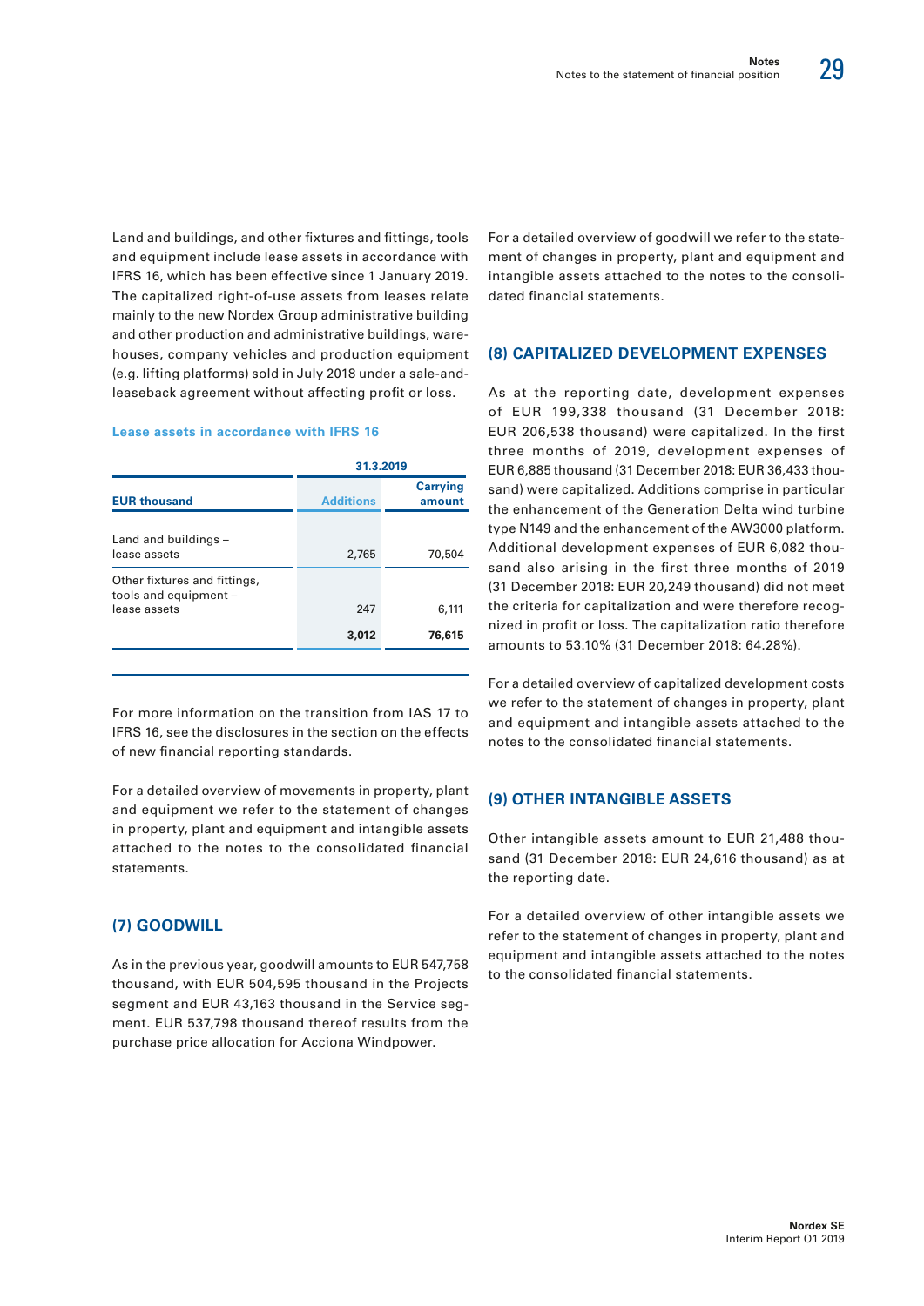Land and buildings, and other fixtures and fittings, tools and equipment include lease assets in accordance with IFRS 16, which has been effective since 1 January 2019. The capitalized right-of-use assets from leases relate mainly to the new Nordex Group administrative building and other production and administrative buildings, warehouses, company vehicles and production equipment (e.g. lifting platforms) sold in July 2018 under a sale-and-leaseback agreement without affecting profit or loss.

**Lease assets in accordance with IFRS 16**

| | 31.3.2019 | |
|---|---|---|
| **EUR thousand** | **Additions** | **Carrying amount** |
| Land and buildings – lease assets | 2,765 | 70,504 |
| Other fixtures and fittings, tools and equipment – lease assets | 247 | 6,111 |
| | **3,012** | **76,615** |

For more information on the transition from IAS 17 to IFRS 16, see the disclosures in the section on the effects of new financial reporting standards.

For a detailed overview of movements in property, plant and equipment we refer to the statement of changes in property, plant and equipment and intangible assets attached to the notes to the consolidated financial statements.

## (7) GOODWILL

As in the previous year, goodwill amounts to EUR 547,758 thousand, with EUR 504,595 thousand in the Projects segment and EUR 43,163 thousand in the Service segment. EUR 537,798 thousand thereof results from the purchase price allocation for Acciona Windpower.

For a detailed overview of goodwill we refer to the statement of changes in property, plant and equipment and intangible assets attached to the notes to the consolidated financial statements.

## (8) CAPITALIZED DEVELOPMENT EXPENSES

As at the reporting date, development expenses of EUR 199,338 thousand (31 December 2018: EUR 206,538 thousand) were capitalized. In the first three months of 2019, development expenses of EUR 6,885 thousand (31 December 2018: EUR 36,433 thousand) were capitalized. Additions comprise in particular the enhancement of the Generation Delta wind turbine type N149 and the enhancement of the AW3000 platform. Additional development expenses of EUR 6,082 thousand also arising in the first three months of 2019 (31 December 2018: EUR 20,249 thousand) did not meet the criteria for capitalization and were therefore recognized in profit or loss. The capitalization ratio therefore amounts to 53.10% (31 December 2018: 64.28%).

For a detailed overview of capitalized development costs we refer to the statement of changes in property, plant and equipment and intangible assets attached to the notes to the consolidated financial statements.

## (9) OTHER INTANGIBLE ASSETS

Other intangible assets amount to EUR 21,488 thousand (31 December 2018: EUR 24,616 thousand) as at the reporting date.

For a detailed overview of other intangible assets we refer to the statement of changes in property, plant and equipment and intangible assets attached to the notes to the consolidated financial statements.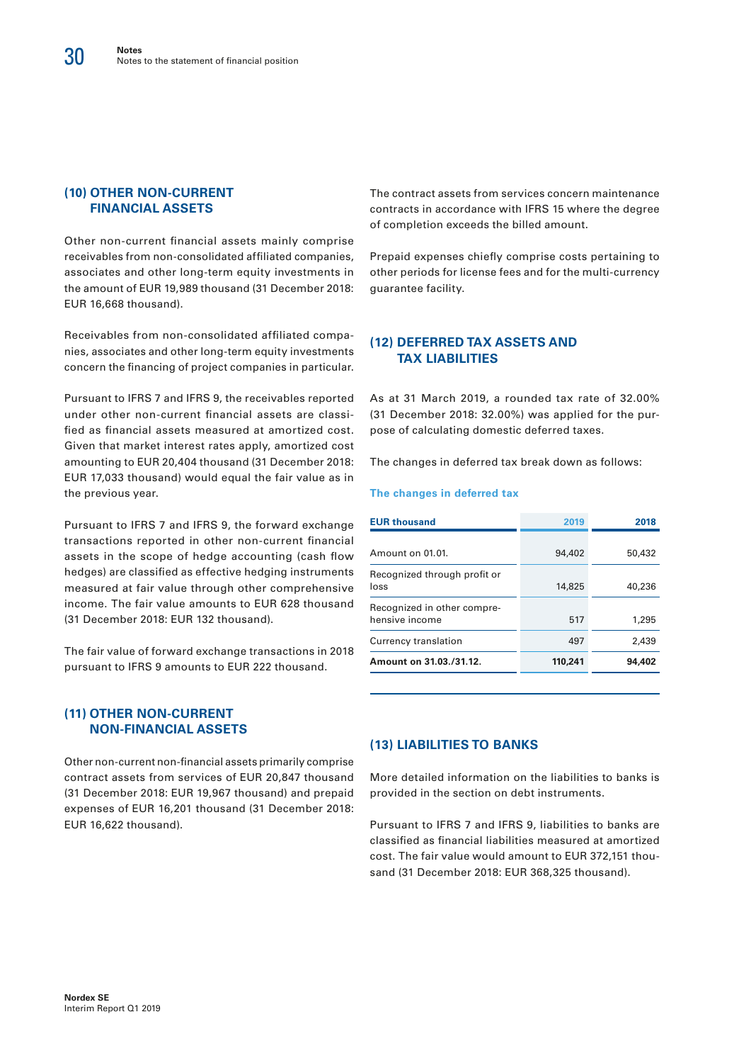## (10) OTHER NON-CURRENT FINANCIAL ASSETS

Other non-current financial assets mainly comprise receivables from non-consolidated affiliated companies, associates and other long-term equity investments in the amount of EUR 19,989 thousand (31 December 2018: EUR 16,668 thousand).

Receivables from non-consolidated affiliated companies, associates and other long-term equity investments concern the financing of project companies in particular.

Pursuant to IFRS 7 and IFRS 9, the receivables reported under other non-current financial assets are classified as financial assets measured at amortized cost. Given that market interest rates apply, amortized cost amounting to EUR 20,404 thousand (31 December 2018: EUR 17,033 thousand) would equal the fair value as in the previous year.

Pursuant to IFRS 7 and IFRS 9, the forward exchange transactions reported in other non-current financial assets in the scope of hedge accounting (cash flow hedges) are classified as effective hedging instruments measured at fair value through other comprehensive income. The fair value amounts to EUR 628 thousand (31 December 2018: EUR 132 thousand).

The fair value of forward exchange transactions in 2018 pursuant to IFRS 9 amounts to EUR 222 thousand.

## (11) OTHER NON-CURRENT NON-FINANCIAL ASSETS

Other non-current non-financial assets primarily comprise contract assets from services of EUR 20,847 thousand (31 December 2018: EUR 19,967 thousand) and prepaid expenses of EUR 16,201 thousand (31 December 2018: EUR 16,622 thousand).

The contract assets from services concern maintenance contracts in accordance with IFRS 15 where the degree of completion exceeds the billed amount.

Prepaid expenses chiefly comprise costs pertaining to other periods for license fees and for the multi-currency guarantee facility.

## (12) DEFERRED TAX ASSETS AND TAX LIABILITIES

As at 31 March 2019, a rounded tax rate of 32.00% (31 December 2018: 32.00%) was applied for the purpose of calculating domestic deferred taxes.

The changes in deferred tax break down as follows:

**The changes in deferred tax**

| EUR thousand | 2019 | 2018 |
|---|---|---|
| Amount on 01.01. | 94,402 | 50,432 |
| Recognized through profit or loss | 14,825 | 40,236 |
| Recognized in other comprehensive income | 517 | 1,295 |
| Currency translation | 497 | 2,439 |
| **Amount on 31.03./31.12.** | **110,241** | **94,402** |

## (13) LIABILITIES TO BANKS

More detailed information on the liabilities to banks is provided in the section on debt instruments.

Pursuant to IFRS 7 and IFRS 9, liabilities to banks are classified as financial liabilities measured at amortized cost. The fair value would amount to EUR 372,151 thousand (31 December 2018: EUR 368,325 thousand).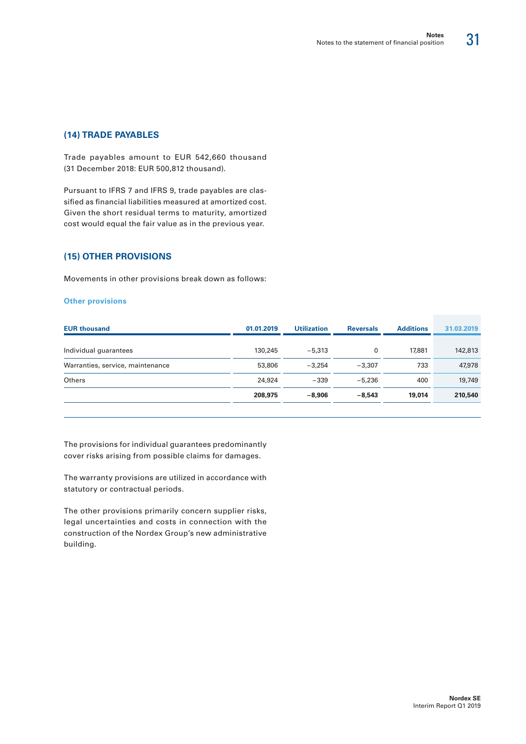## (14) TRADE PAYABLES

Trade payables amount to EUR 542,660 thousand (31 December 2018: EUR 500,812 thousand).

Pursuant to IFRS 7 and IFRS 9, trade payables are classified as financial liabilities measured at amortized cost. Given the short residual terms to maturity, amortized cost would equal the fair value as in the previous year.

## (15) OTHER PROVISIONS

Movements in other provisions break down as follows:

**Other provisions**

| EUR thousand | 01.01.2019 | Utilization | Reversals | Additions | 31.03.2019 |
|---|---|---|---|---|---|
| Individual guarantees | 130,245 | −5,313 | 0 | 17,881 | 142,813 |
| Warranties, service, maintenance | 53,806 | −3,254 | −3,307 | 733 | 47,978 |
| Others | 24,924 | −339 | −5,236 | 400 | 19,749 |
| | **208,975** | **−8,906** | **−8,543** | **19,014** | **210,540** |

The provisions for individual guarantees predominantly cover risks arising from possible claims for damages.

The warranty provisions are utilized in accordance with statutory or contractual periods.

The other provisions primarily concern supplier risks, legal uncertainties and costs in connection with the construction of the Nordex Group's new administrative building.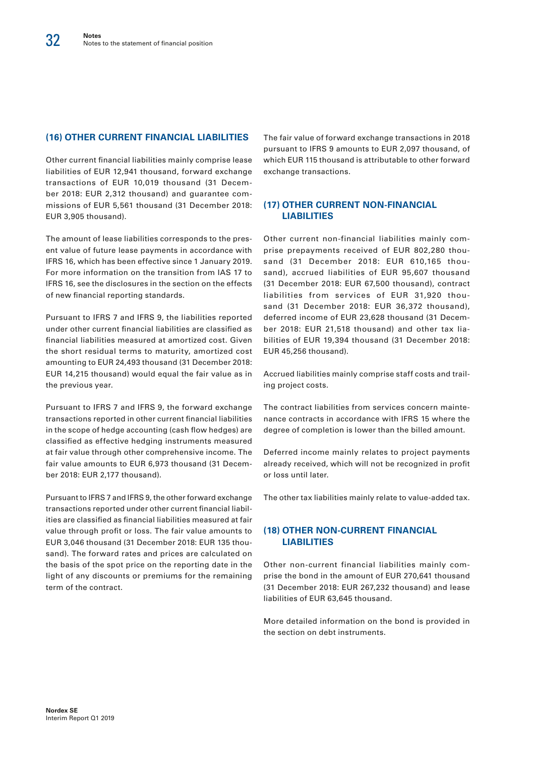### (16) OTHER CURRENT FINANCIAL LIABILITIES

Other current financial liabilities mainly comprise lease liabilities of EUR 12,941 thousand, forward exchange transactions of EUR 10,019 thousand (31 December 2018: EUR 2,312 thousand) and guarantee commissions of EUR 5,561 thousand (31 December 2018: EUR 3,905 thousand).

The amount of lease liabilities corresponds to the present value of future lease payments in accordance with IFRS 16, which has been effective since 1 January 2019. For more information on the transition from IAS 17 to IFRS 16, see the disclosures in the section on the effects of new financial reporting standards.

Pursuant to IFRS 7 and IFRS 9, the liabilities reported under other current financial liabilities are classified as financial liabilities measured at amortized cost. Given the short residual terms to maturity, amortized cost amounting to EUR 24,493 thousand (31 December 2018: EUR 14,215 thousand) would equal the fair value as in the previous year.

Pursuant to IFRS 7 and IFRS 9, the forward exchange transactions reported in other current financial liabilities in the scope of hedge accounting (cash flow hedges) are classified as effective hedging instruments measured at fair value through other comprehensive income. The fair value amounts to EUR 6,973 thousand (31 December 2018: EUR 2,177 thousand).

Pursuant to IFRS 7 and IFRS 9, the other forward exchange transactions reported under other current financial liabilities are classified as financial liabilities measured at fair value through profit or loss. The fair value amounts to EUR 3,046 thousand (31 December 2018: EUR 135 thousand). The forward rates and prices are calculated on the basis of the spot price on the reporting date in the light of any discounts or premiums for the remaining term of the contract.

The fair value of forward exchange transactions in 2018 pursuant to IFRS 9 amounts to EUR 2,097 thousand, of which EUR 115 thousand is attributable to other forward exchange transactions.

### (17) OTHER CURRENT NON-FINANCIAL LIABILITIES

Other current non-financial liabilities mainly comprise prepayments received of EUR 802,280 thousand (31 December 2018: EUR 610,165 thousand), accrued liabilities of EUR 95,607 thousand (31 December 2018: EUR 67,500 thousand), contract liabilities from services of EUR 31,920 thousand (31 December 2018: EUR 36,372 thousand), deferred income of EUR 23,628 thousand (31 December 2018: EUR 21,518 thousand) and other tax liabilities of EUR 19,394 thousand (31 December 2018: EUR 45,256 thousand).

Accrued liabilities mainly comprise staff costs and trailing project costs.

The contract liabilities from services concern maintenance contracts in accordance with IFRS 15 where the degree of completion is lower than the billed amount.

Deferred income mainly relates to project payments already received, which will not be recognized in profit or loss until later.

The other tax liabilities mainly relate to value-added tax.

### (18) OTHER NON-CURRENT FINANCIAL LIABILITIES

Other non-current financial liabilities mainly comprise the bond in the amount of EUR 270,641 thousand (31 December 2018: EUR 267,232 thousand) and lease liabilities of EUR 63,645 thousand.

More detailed information on the bond is provided in the section on debt instruments.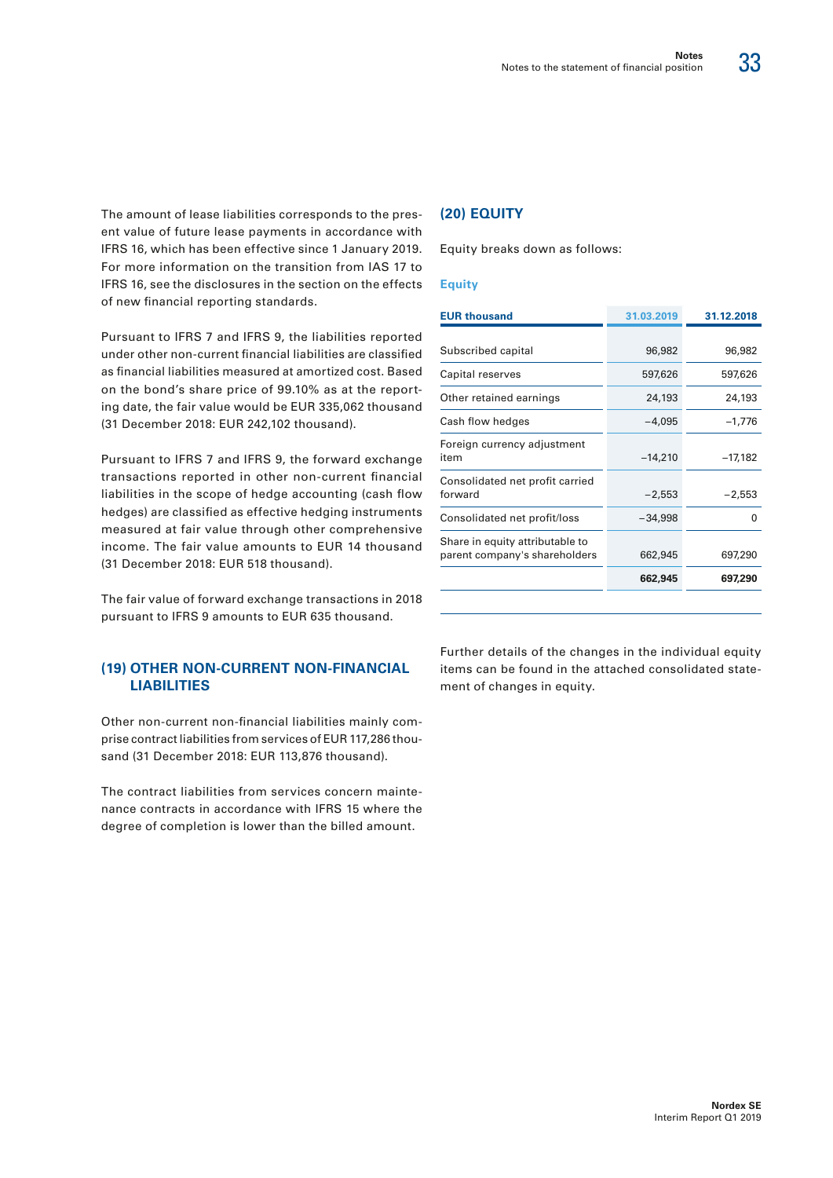The amount of lease liabilities corresponds to the present value of future lease payments in accordance with IFRS 16, which has been effective since 1 January 2019. For more information on the transition from IAS 17 to IFRS 16, see the disclosures in the section on the effects of new financial reporting standards.

Pursuant to IFRS 7 and IFRS 9, the liabilities reported under other non-current financial liabilities are classified as financial liabilities measured at amortized cost. Based on the bond's share price of 99.10% as at the reporting date, the fair value would be EUR 335,062 thousand (31 December 2018: EUR 242,102 thousand).

Pursuant to IFRS 7 and IFRS 9, the forward exchange transactions reported in other non-current financial liabilities in the scope of hedge accounting (cash flow hedges) are classified as effective hedging instruments measured at fair value through other comprehensive income. The fair value amounts to EUR 14 thousand (31 December 2018: EUR 518 thousand).

The fair value of forward exchange transactions in 2018 pursuant to IFRS 9 amounts to EUR 635 thousand.

## (19) OTHER NON-CURRENT NON-FINANCIAL LIABILITIES

Other non-current non-financial liabilities mainly comprise contract liabilities from services of EUR 117,286 thousand (31 December 2018: EUR 113,876 thousand).

The contract liabilities from services concern maintenance contracts in accordance with IFRS 15 where the degree of completion is lower than the billed amount.

## (20) EQUITY

Equity breaks down as follows:

### Equity

| EUR thousand | 31.03.2019 | 31.12.2018 |
|---|---|---|
| Subscribed capital | 96,982 | 96,982 |
| Capital reserves | 597,626 | 597,626 |
| Other retained earnings | 24,193 | 24,193 |
| Cash flow hedges | −4,095 | −1,776 |
| Foreign currency adjustment item | −14,210 | −17,182 |
| Consolidated net profit carried forward | −2,553 | −2,553 |
| Consolidated net profit/loss | −34,998 | 0 |
| Share in equity attributable to parent company's shareholders | 662,945 | 697,290 |
| | **662,945** | **697,290** |

Further details of the changes in the individual equity items can be found in the attached consolidated statement of changes in equity.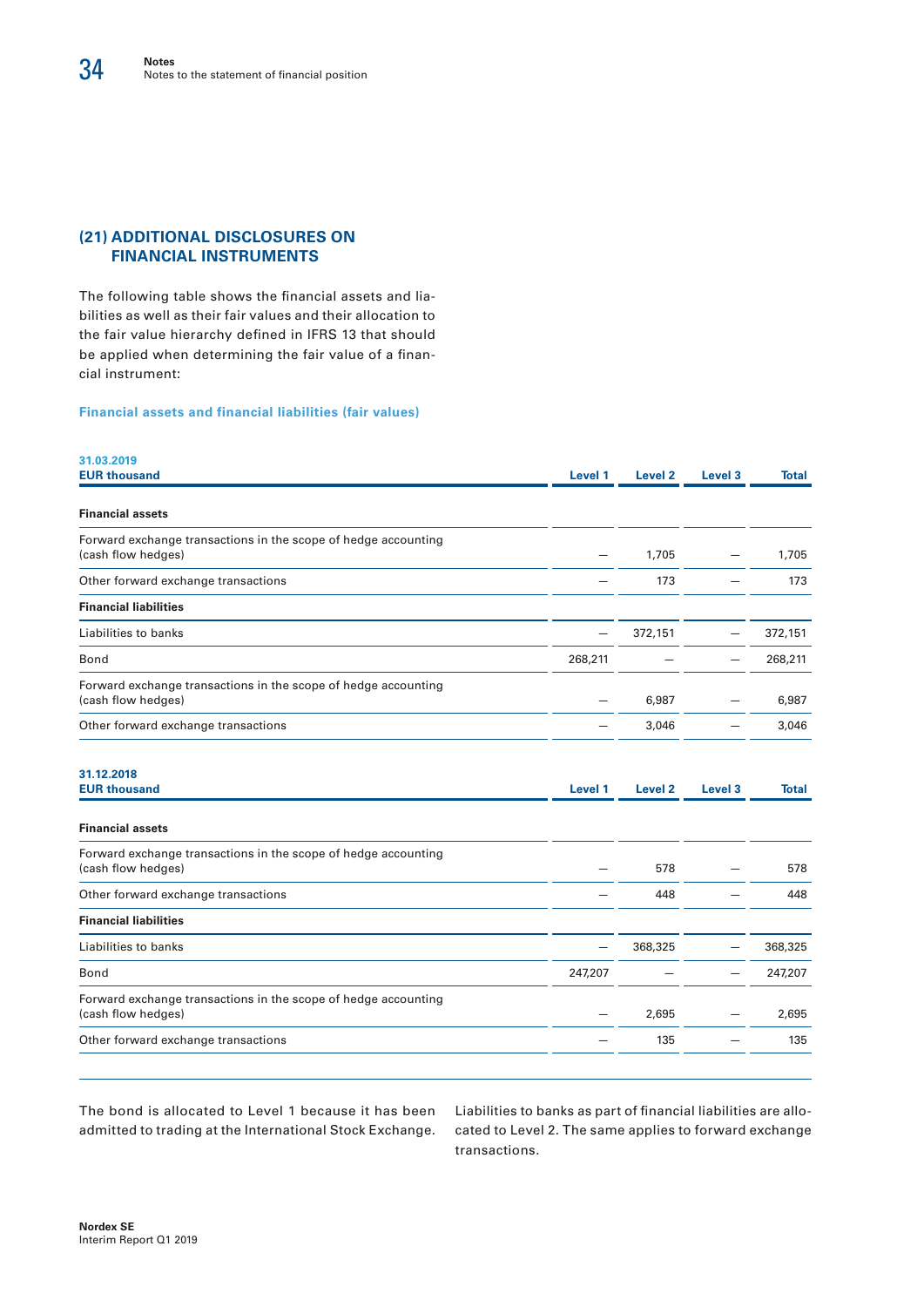## (21) ADDITIONAL DISCLOSURES ON FINANCIAL INSTRUMENTS

The following table shows the financial assets and liabilities as well as their fair values and their allocation to the fair value hierarchy defined in IFRS 13 that should be applied when determining the fair value of a financial instrument:

**Financial assets and financial liabilities (fair values)**

| 31.03.2019<br>EUR thousand | Level 1 | Level 2 | Level 3 | Total |
|---|---|---|---|---|
| **Financial assets** | | | | |
| Forward exchange transactions in the scope of hedge accounting (cash flow hedges) | – | 1,705 | – | 1,705 |
| Other forward exchange transactions | – | 173 | – | 173 |
| **Financial liabilities** | | | | |
| Liabilities to banks | – | 372,151 | – | 372,151 |
| Bond | 268,211 | – | – | 268,211 |
| Forward exchange transactions in the scope of hedge accounting (cash flow hedges) | – | 6,987 | – | 6,987 |
| Other forward exchange transactions | – | 3,046 | – | 3,046 |

| 31.12.2018<br>EUR thousand | Level 1 | Level 2 | Level 3 | Total |
|---|---|---|---|---|
| **Financial assets** | | | | |
| Forward exchange transactions in the scope of hedge accounting (cash flow hedges) | – | 578 | – | 578 |
| Other forward exchange transactions | – | 448 | – | 448 |
| **Financial liabilities** | | | | |
| Liabilities to banks | – | 368,325 | – | 368,325 |
| Bond | 247,207 | – | – | 247,207 |
| Forward exchange transactions in the scope of hedge accounting (cash flow hedges) | – | 2,695 | – | 2,695 |
| Other forward exchange transactions | – | 135 | – | 135 |

The bond is allocated to Level 1 because it has been admitted to trading at the International Stock Exchange.

Liabilities to banks as part of financial liabilities are allocated to Level 2. The same applies to forward exchange transactions.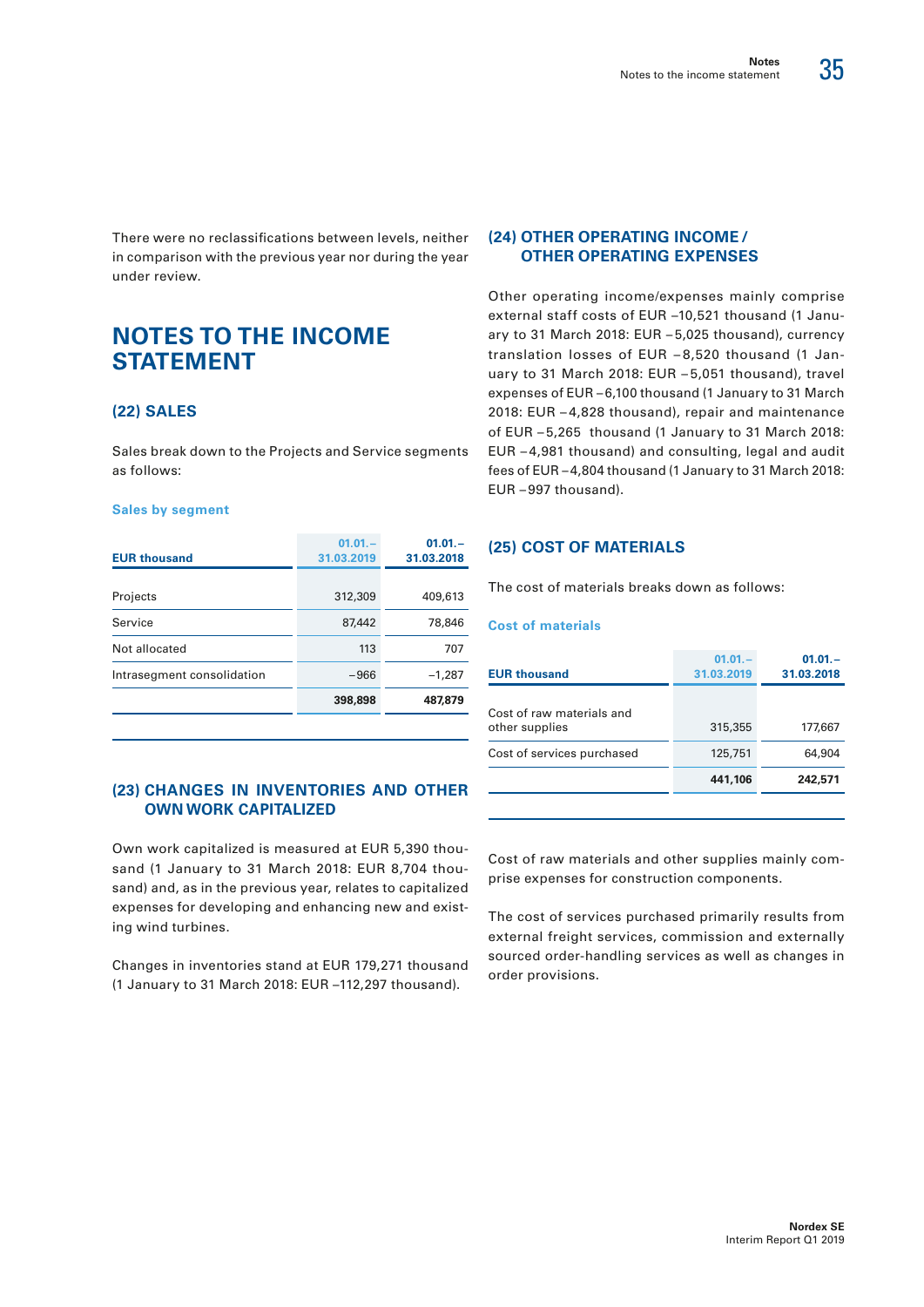There were no reclassifications between levels, neither in comparison with the previous year nor during the year under review.

# NOTES TO THE INCOME STATEMENT

## (22) SALES

Sales break down to the Projects and Service segments as follows:

### Sales by segment

| EUR thousand | 01.01.–31.03.2019 | 01.01.–31.03.2018 |
|---|---|---|
| Projects | 312,309 | 409,613 |
| Service | 87,442 | 78,846 |
| Not allocated | 113 | 707 |
| Intrasegment consolidation | −966 | −1,287 |
| | **398,898** | **487,879** |

## (23) CHANGES IN INVENTORIES AND OTHER OWN WORK CAPITALIZED

Own work capitalized is measured at EUR 5,390 thousand (1 January to 31 March 2018: EUR 8,704 thousand) and, as in the previous year, relates to capitalized expenses for developing and enhancing new and existing wind turbines.

Changes in inventories stand at EUR 179,271 thousand (1 January to 31 March 2018: EUR –112,297 thousand).

## (24) OTHER OPERATING INCOME / OTHER OPERATING EXPENSES

Other operating income/expenses mainly comprise external staff costs of EUR –10,521 thousand (1 January to 31 March 2018: EUR –5,025 thousand), currency translation losses of EUR –8,520 thousand (1 January to 31 March 2018: EUR –5,051 thousand), travel expenses of EUR –6,100 thousand (1 January to 31 March 2018: EUR –4,828 thousand), repair and maintenance of EUR –5,265 thousand (1 January to 31 March 2018: EUR –4,981 thousand) and consulting, legal and audit fees of EUR –4,804 thousand (1 January to 31 March 2018: EUR –997 thousand).

## (25) COST OF MATERIALS

The cost of materials breaks down as follows:

### Cost of materials

| EUR thousand | 01.01.–31.03.2019 | 01.01.–31.03.2018 |
|---|---|---|
| Cost of raw materials and other supplies | 315,355 | 177,667 |
| Cost of services purchased | 125,751 | 64,904 |
| | **441,106** | **242,571** |

Cost of raw materials and other supplies mainly comprise expenses for construction components.

The cost of services purchased primarily results from external freight services, commission and externally sourced order-handling services as well as changes in order provisions.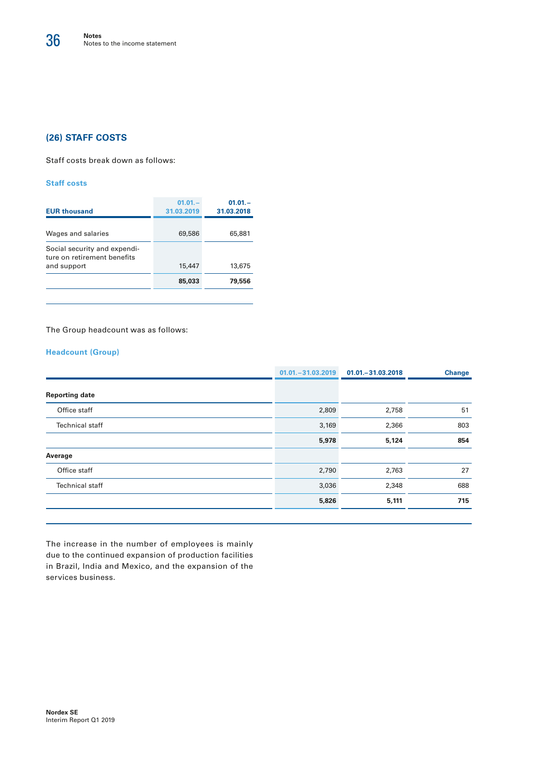## (26) STAFF COSTS

Staff costs break down as follows:

### Staff costs

| EUR thousand | 01.01.–31.03.2019 | 01.01.–31.03.2018 |
|---|---|---|
| Wages and salaries | 69,586 | 65,881 |
| Social security and expenditure on retirement benefits and support | 15,447 | 13,675 |
| | **85,033** | **79,556** |

The Group headcount was as follows:

### Headcount (Group)

| | 01.01.–31.03.2019 | 01.01.–31.03.2018 | Change |
|---|---|---|---|
| **Reporting date** | | | |
| Office staff | 2,809 | 2,758 | 51 |
| Technical staff | 3,169 | 2,366 | 803 |
| | **5,978** | **5,124** | **854** |
| **Average** | | | |
| Office staff | 2,790 | 2,763 | 27 |
| Technical staff | 3,036 | 2,348 | 688 |
| | **5,826** | **5,111** | **715** |

The increase in the number of employees is mainly due to the continued expansion of production facilities in Brazil, India and Mexico, and the expansion of the services business.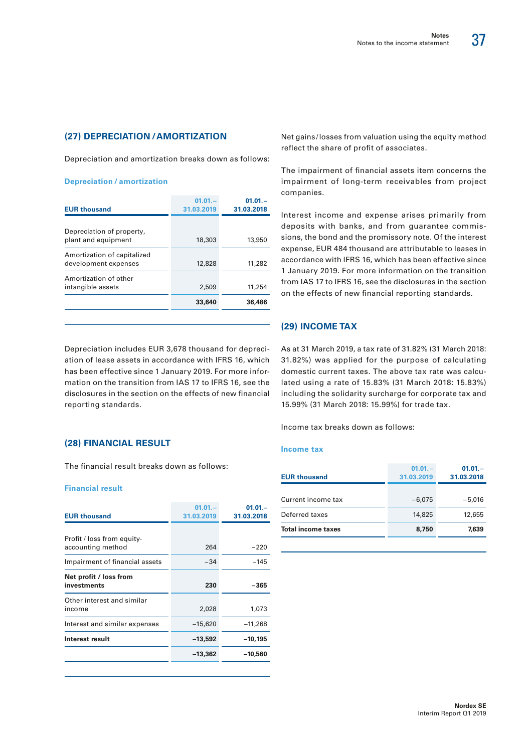## (27) DEPRECIATION / AMORTIZATION

Depreciation and amortization breaks down as follows:

**Depreciation / amortization**

| EUR thousand | 01.01.–31.03.2019 | 01.01.–31.03.2018 |
|---|---|---|
| Depreciation of property, plant and equipment | 18,303 | 13,950 |
| Amortization of capitalized development expenses | 12,828 | 11,282 |
| Amortization of other intangible assets | 2,509 | 11,254 |
| | **33,640** | **36,486** |

Depreciation includes EUR 3,678 thousand for depreciation of lease assets in accordance with IFRS 16, which has been effective since 1 January 2019. For more information on the transition from IAS 17 to IFRS 16, see the disclosures in the section on the effects of new financial reporting standards.

## (28) FINANCIAL RESULT

The financial result breaks down as follows:

**Financial result**

| EUR thousand | 01.01.–31.03.2019 | 01.01.–31.03.2018 |
|---|---|---|
| Profit / loss from equity-accounting method | 264 | −220 |
| Impairment of financial assets | −34 | −145 |
| **Net profit / loss from investments** | **230** | **−365** |
| Other interest and similar income | 2,028 | 1,073 |
| Interest and similar expenses | −15,620 | −11,268 |
| **Interest result** | **−13,592** | **−10,195** |
| | **−13,362** | **−10,560** |

Net gains/losses from valuation using the equity method reflect the share of profit of associates.

The impairment of financial assets item concerns the impairment of long-term receivables from project companies.

Interest income and expense arises primarily from deposits with banks, and from guarantee commissions, the bond and the promissory note. Of the interest expense, EUR 484 thousand are attributable to leases in accordance with IFRS 16, which has been effective since 1 January 2019. For more information on the transition from IAS 17 to IFRS 16, see the disclosures in the section on the effects of new financial reporting standards.

## (29) INCOME TAX

As at 31 March 2019, a tax rate of 31.82% (31 March 2018: 31.82%) was applied for the purpose of calculating domestic current taxes. The above tax rate was calculated using a rate of 15.83% (31 March 2018: 15.83%) including the solidarity surcharge for corporate tax and 15.99% (31 March 2018: 15.99%) for trade tax.

Income tax breaks down as follows:

**Income tax**

| EUR thousand | 01.01.–31.03.2019 | 01.01.–31.03.2018 |
|---|---|---|
| Current income tax | −6,075 | −5,016 |
| Deferred taxes | 14,825 | 12,655 |
| **Total income taxes** | **8,750** | **7,639** |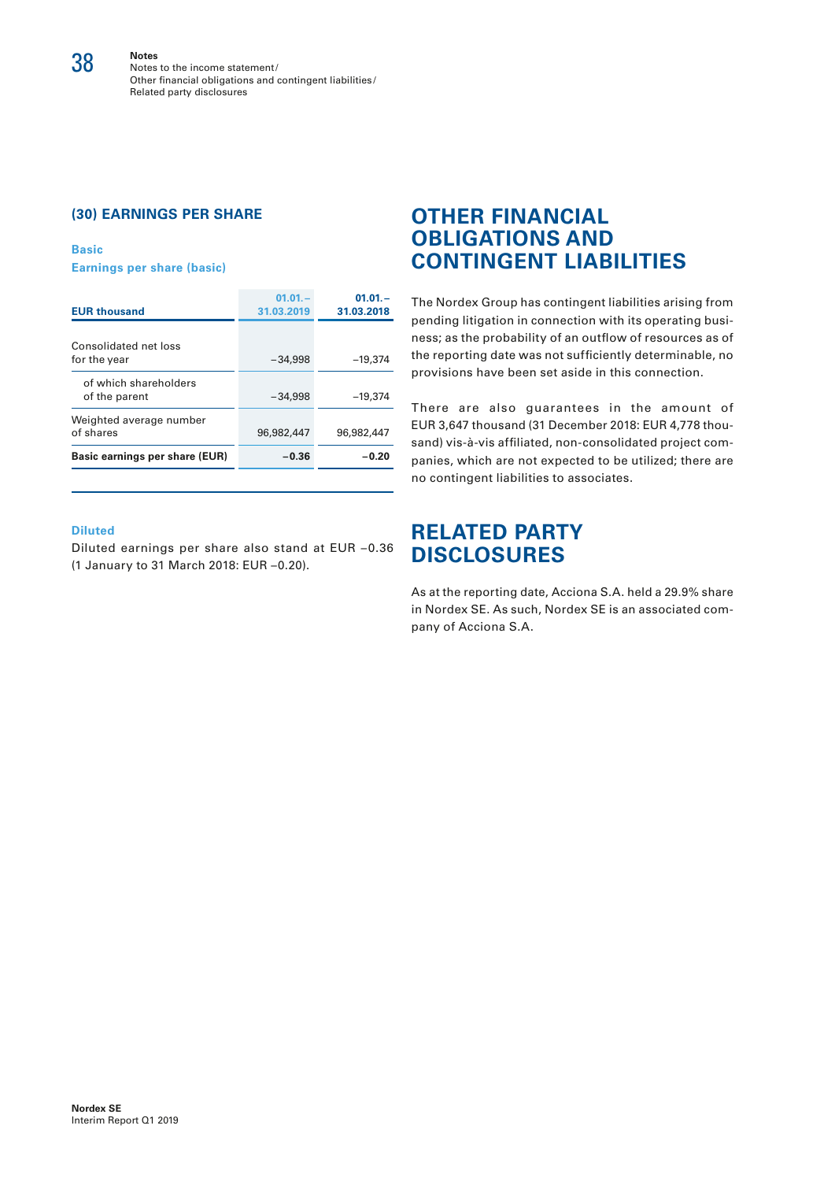## (30) EARNINGS PER SHARE

### Basic

**Earnings per share (basic)**

| EUR thousand | 01.01.–31.03.2019 | 01.01.–31.03.2018 |
|---|---|---|
| Consolidated net loss for the year | −34,998 | −19,374 |
| of which shareholders of the parent | −34,998 | −19,374 |
| Weighted average number of shares | 96,982,447 | 96,982,447 |
| **Basic earnings per share (EUR)** | **−0.36** | **−0.20** |

### Diluted

Diluted earnings per share also stand at EUR −0.36 (1 January to 31 March 2018: EUR −0.20).

# OTHER FINANCIAL OBLIGATIONS AND CONTINGENT LIABILITIES

The Nordex Group has contingent liabilities arising from pending litigation in connection with its operating business; as the probability of an outflow of resources as of the reporting date was not sufficiently determinable, no provisions have been set aside in this connection.

There are also guarantees in the amount of EUR 3,647 thousand (31 December 2018: EUR 4,778 thousand) vis-à-vis affiliated, non-consolidated project companies, which are not expected to be utilized; there are no contingent liabilities to associates.

# RELATED PARTY DISCLOSURES

As at the reporting date, Acciona S.A. held a 29.9% share in Nordex SE. As such, Nordex SE is an associated company of Acciona S.A.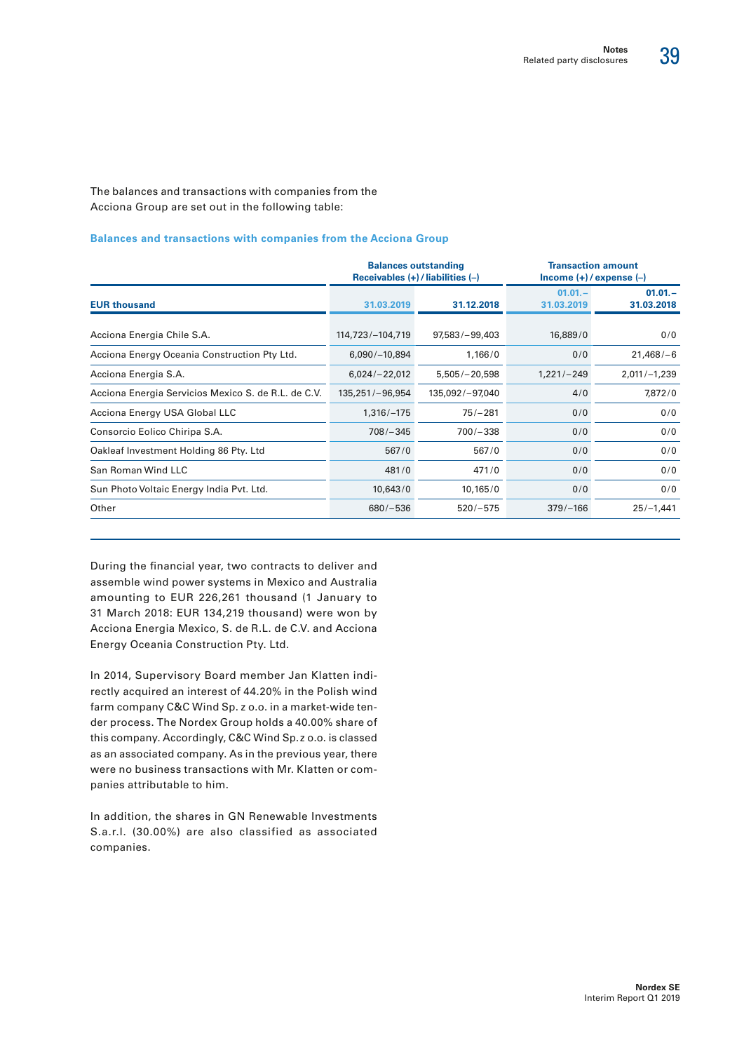The balances and transactions with companies from the Acciona Group are set out in the following table:

**Balances and transactions with companies from the Acciona Group**

| | Balances outstanding Receivables (+) / liabilities (–) | | Transaction amount Income (+) / expense (–) | |
|---|---|---|---|---|
| **EUR thousand** | **31.03.2019** | **31.12.2018** | **01.01.– 31.03.2019** | **01.01.– 31.03.2018** |
| Acciona Energia Chile S.A. | 114,723/–104,719 | 97,583/–99,403 | 16,889/0 | 0/0 |
| Acciona Energy Oceania Construction Pty Ltd. | 6,090/–10,894 | 1,166/0 | 0/0 | 21,468/–6 |
| Acciona Energia S.A. | 6,024/–22,012 | 5,505/–20,598 | 1,221/–249 | 2,011/–1,239 |
| Acciona Energia Servicios Mexico S. de R.L. de C.V. | 135,251/–96,954 | 135,092/–97,040 | 4/0 | 7,872/0 |
| Acciona Energy USA Global LLC | 1,316/–175 | 75/–281 | 0/0 | 0/0 |
| Consorcio Eolico Chiripa S.A. | 708/–345 | 700/–338 | 0/0 | 0/0 |
| Oakleaf Investment Holding 86 Pty. Ltd | 567/0 | 567/0 | 0/0 | 0/0 |
| San Roman Wind LLC | 481/0 | 471/0 | 0/0 | 0/0 |
| Sun Photo Voltaic Energy India Pvt. Ltd. | 10,643/0 | 10,165/0 | 0/0 | 0/0 |
| Other | 680/–536 | 520/–575 | 379/–166 | 25/–1,441 |

During the financial year, two contracts to deliver and assemble wind power systems in Mexico and Australia amounting to EUR 226,261 thousand (1 January to 31 March 2018: EUR 134,219 thousand) were won by Acciona Energia Mexico, S. de R.L. de C.V. and Acciona Energy Oceania Construction Pty. Ltd.

In 2014, Supervisory Board member Jan Klatten indirectly acquired an interest of 44.20% in the Polish wind farm company C&C Wind Sp. z o.o. in a market-wide tender process. The Nordex Group holds a 40.00% share of this company. Accordingly, C&C Wind Sp. z o.o. is classed as an associated company. As in the previous year, there were no business transactions with Mr. Klatten or companies attributable to him.

In addition, the shares in GN Renewable Investments S.a.r.l. (30.00%) are also classified as associated companies.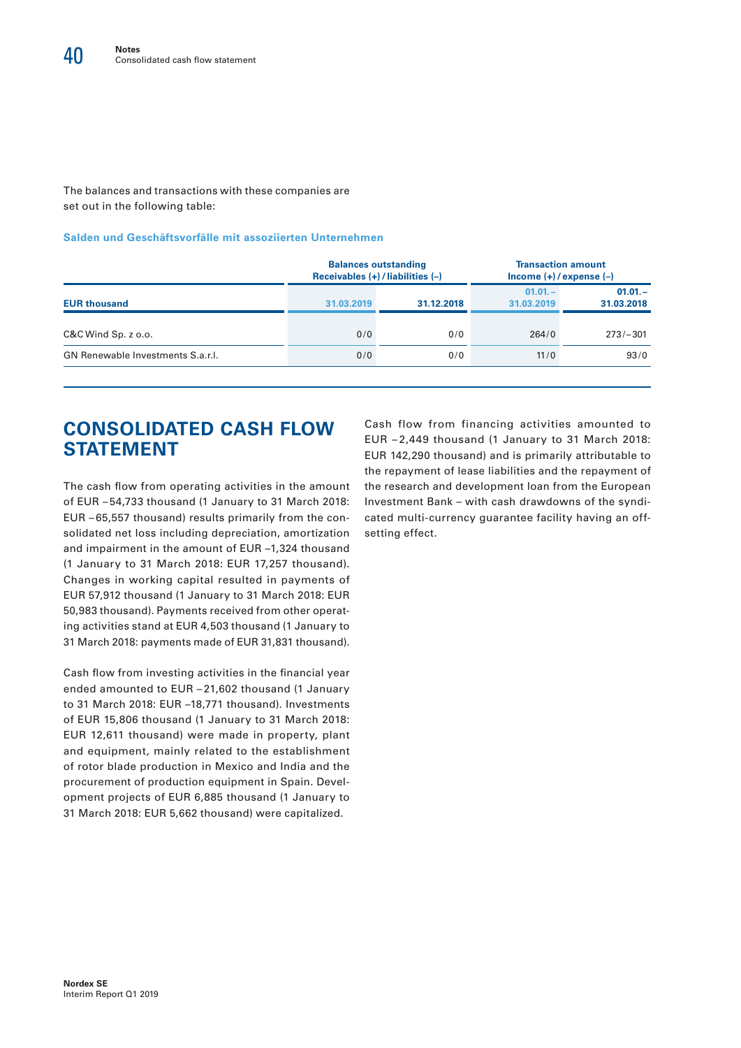The balances and transactions with these companies are set out in the following table:

**Salden und Geschäftsvorfälle mit assoziierten Unternehmen**

| | Balances outstanding Receivables (+) / liabilities (–) | | Transaction amount Income (+) / expense (–) | |
|---|---|---|---|---|
| **EUR thousand** | **31.03.2019** | **31.12.2018** | **01.01.– 31.03.2019** | **01.01.– 31.03.2018** |
| C&C Wind Sp. z o.o. | 0/0 | 0/0 | 264/0 | 273/–301 |
| GN Renewable Investments S.a.r.l. | 0/0 | 0/0 | 11/0 | 93/0 |

## CONSOLIDATED CASH FLOW STATEMENT

The cash flow from operating activities in the amount of EUR –54,733 thousand (1 January to 31 March 2018: EUR –65,557 thousand) results primarily from the consolidated net loss including depreciation, amortization and impairment in the amount of EUR –1,324 thousand (1 January to 31 March 2018: EUR 17,257 thousand). Changes in working capital resulted in payments of EUR 57,912 thousand (1 January to 31 March 2018: EUR 50,983 thousand). Payments received from other operating activities stand at EUR 4,503 thousand (1 January to 31 March 2018: payments made of EUR 31,831 thousand).

Cash flow from investing activities in the financial year ended amounted to EUR –21,602 thousand (1 January to 31 March 2018: EUR –18,771 thousand). Investments of EUR 15,806 thousand (1 January to 31 March 2018: EUR 12,611 thousand) were made in property, plant and equipment, mainly related to the establishment of rotor blade production in Mexico and India and the procurement of production equipment in Spain. Development projects of EUR 6,885 thousand (1 January to 31 March 2018: EUR 5,662 thousand) were capitalized.

Cash flow from financing activities amounted to EUR –2,449 thousand (1 January to 31 March 2018: EUR 142,290 thousand) and is primarily attributable to the repayment of lease liabilities and the repayment of the research and development loan from the European Investment Bank – with cash drawdowns of the syndicated multi-currency guarantee facility having an offsetting effect.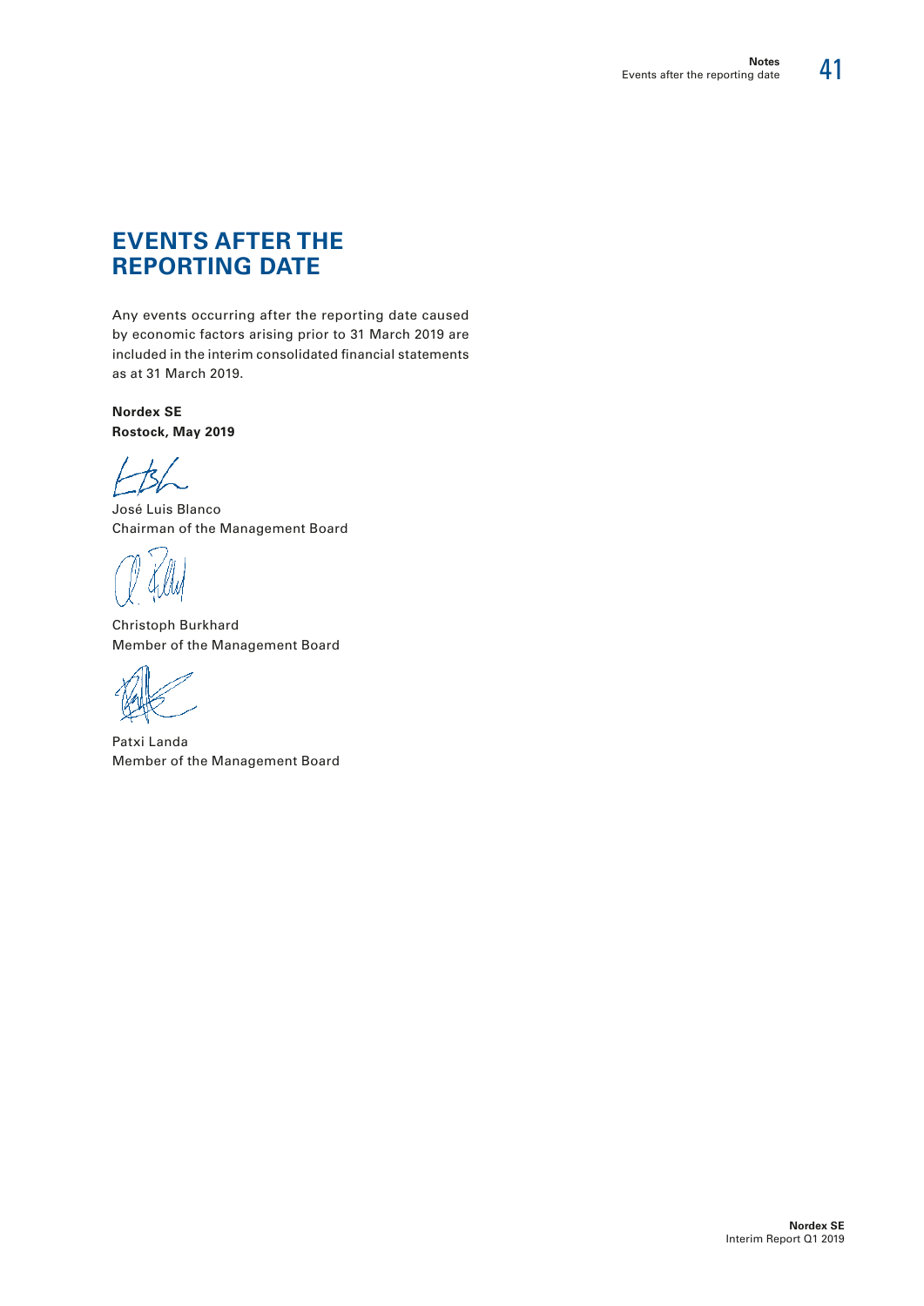# EVENTS AFTER THE REPORTING DATE

Any events occurring after the reporting date caused by economic factors arising prior to 31 March 2019 are included in the interim consolidated financial statements as at 31 March 2019.

**Nordex SE**
**Rostock, May 2019**

José Luis Blanco
Chairman of the Management Board

Christoph Burkhard
Member of the Management Board

Patxi Landa
Member of the Management Board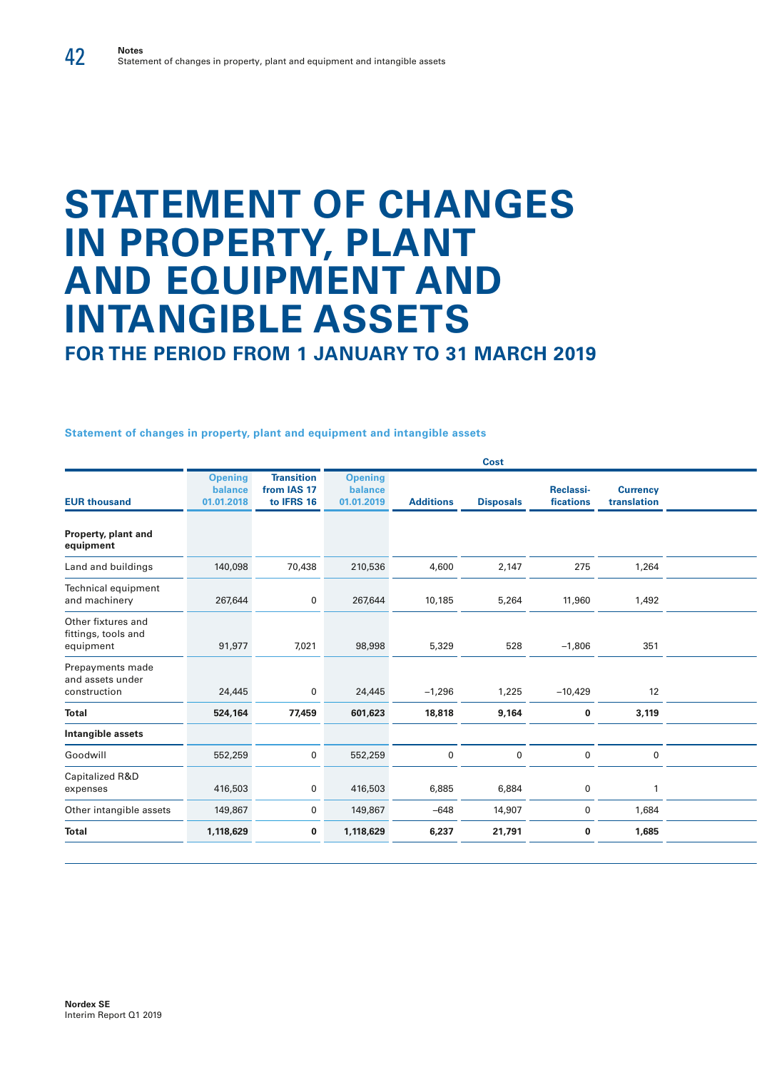# STATEMENT OF CHANGES IN PROPERTY, PLANT AND EQUIPMENT AND INTANGIBLE ASSETS

## FOR THE PERIOD FROM 1 JANUARY TO 31 MARCH 2019

**Statement of changes in property, plant and equipment and intangible assets**

| | Cost | | | | | | |
|---|---|---|---|---|---|---|---|
| EUR thousand | Opening balance 01.01.2018 | Transition from IAS 17 to IFRS 16 | Opening balance 01.01.2019 | Additions | Disposals | Reclassi-fications | Currency translation |
| **Property, plant and equipment** | | | | | | | |
| Land and buildings | 140,098 | 70,438 | 210,536 | 4,600 | 2,147 | 275 | 1,264 |
| Technical equipment and machinery | 267,644 | 0 | 267,644 | 10,185 | 5,264 | 11,960 | 1,492 |
| Other fixtures and fittings, tools and equipment | 91,977 | 7,021 | 98,998 | 5,329 | 528 | –1,806 | 351 |
| Prepayments made and assets under construction | 24,445 | 0 | 24,445 | –1,296 | 1,225 | –10,429 | 12 |
| **Total** | **524,164** | **77,459** | **601,623** | **18,818** | **9,164** | **0** | **3,119** |
| **Intangible assets** | | | | | | | |
| Goodwill | 552,259 | 0 | 552,259 | 0 | 0 | 0 | 0 |
| Capitalized R&D expenses | 416,503 | 0 | 416,503 | 6,885 | 6,884 | 0 | 1 |
| Other intangible assets | 149,867 | 0 | 149,867 | –648 | 14,907 | 0 | 1,684 |
| **Total** | **1,118,629** | **0** | **1,118,629** | **6,237** | **21,791** | **0** | **1,685** |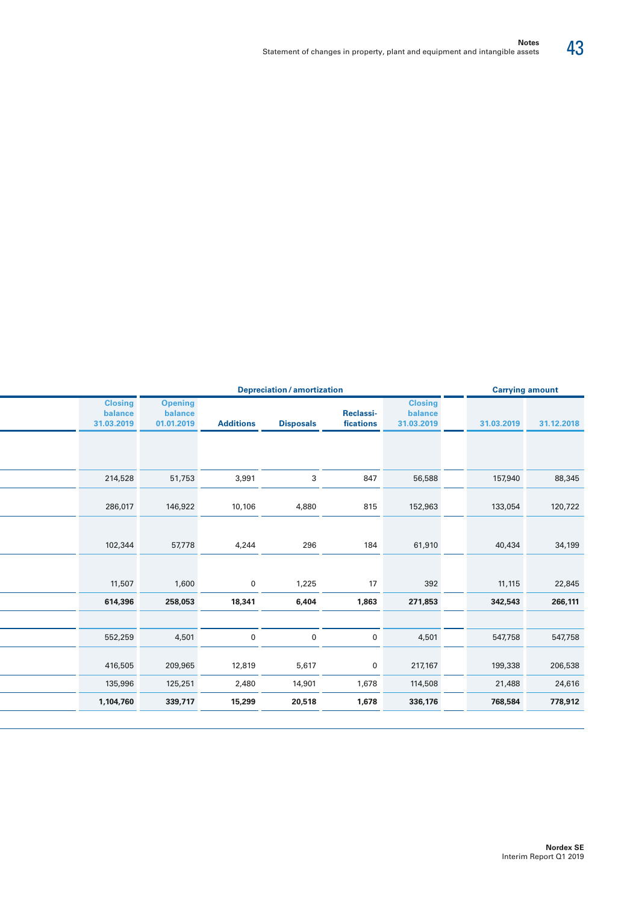| Closing balance 31.03.2019 | Depreciation / amortization | | | | | Carrying amount | |
|---|---|---|---|---|---|---|---|
| | Opening balance 01.01.2019 | Additions | Disposals | Reclassi-fications | Closing balance 31.03.2019 | 31.03.2019 | 31.12.2018 |
| | | | | | | | |
| 214,528 | 51,753 | 3,991 | 3 | 847 | 56,588 | 157,940 | 88,345 |
| 286,017 | 146,922 | 10,106 | 4,880 | 815 | 152,963 | 133,054 | 120,722 |
| 102,344 | 57,778 | 4,244 | 296 | 184 | 61,910 | 40,434 | 34,199 |
| 11,507 | 1,600 | 0 | 1,225 | 17 | 392 | 11,115 | 22,845 |
| **614,396** | **258,053** | **18,341** | **6,404** | **1,863** | **271,853** | **342,543** | **266,111** |
| | | | | | | | |
| 552,259 | 4,501 | 0 | 0 | 0 | 4,501 | 547,758 | 547,758 |
| 416,505 | 209,965 | 12,819 | 5,617 | 0 | 217,167 | 199,338 | 206,538 |
| 135,996 | 125,251 | 2,480 | 14,901 | 1,678 | 114,508 | 21,488 | 24,616 |
| **1,104,760** | **339,717** | **15,299** | **20,518** | **1,678** | **336,176** | **768,584** | **778,912** |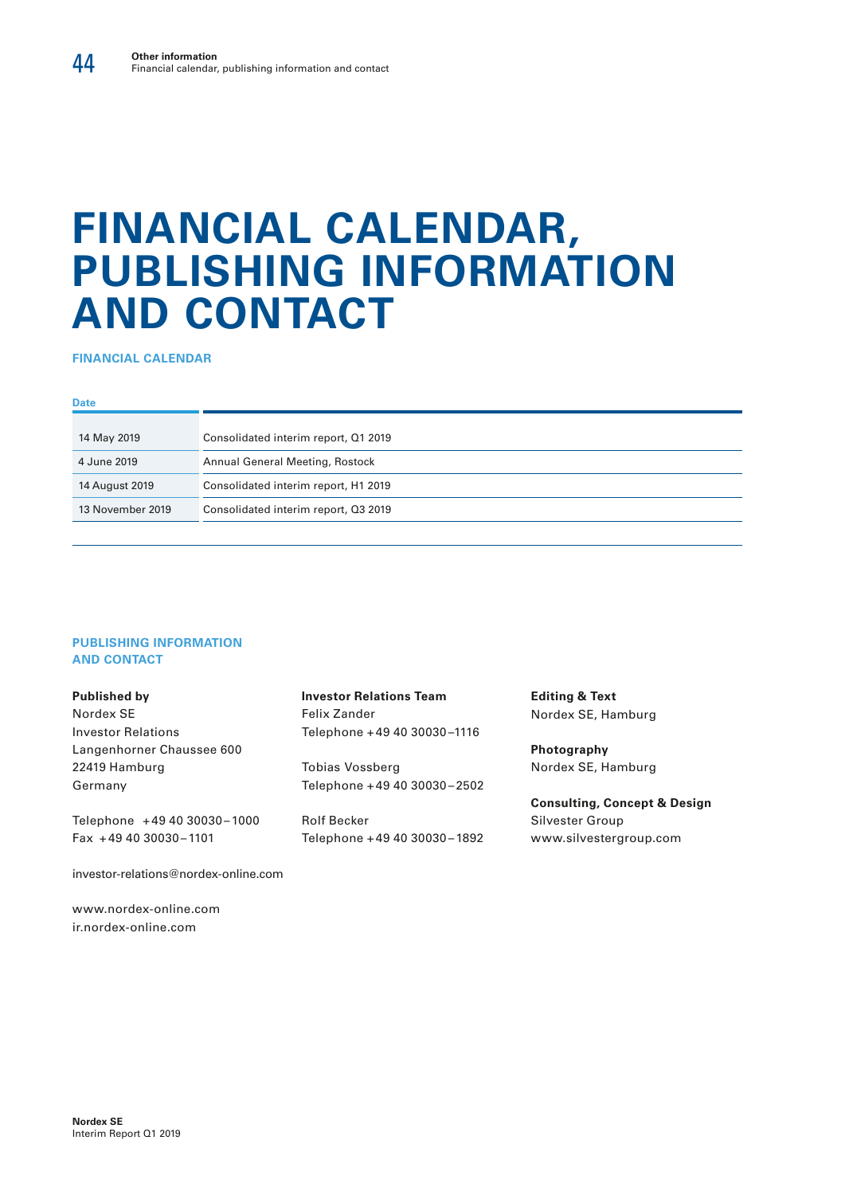# FINANCIAL CALENDAR, PUBLISHING INFORMATION AND CONTACT

## FINANCIAL CALENDAR

| Date | |
|---|---|
| 14 May 2019 | Consolidated interim report, Q1 2019 |
| 4 June 2019 | Annual General Meeting, Rostock |
| 14 August 2019 | Consolidated interim report, H1 2019 |
| 13 November 2019 | Consolidated interim report, Q3 2019 |

## PUBLISHING INFORMATION AND CONTACT

**Published by**
Nordex SE
Investor Relations
Langenhorner Chaussee 600
22419 Hamburg
Germany

Telephone +49 40 30030 – 1000
Fax +49 40 30030 – 1101

investor-relations@nordex-online.com

www.nordex-online.com
ir.nordex-online.com

**Investor Relations Team**
Felix Zander
Telephone +49 40 30030 – 1116

Tobias Vossberg
Telephone +49 40 30030 – 2502

Rolf Becker
Telephone +49 40 30030 – 1892

**Editing & Text**
Nordex SE, Hamburg

**Photography**
Nordex SE, Hamburg

**Consulting, Concept & Design**
Silvester Group
www.silvestergroup.com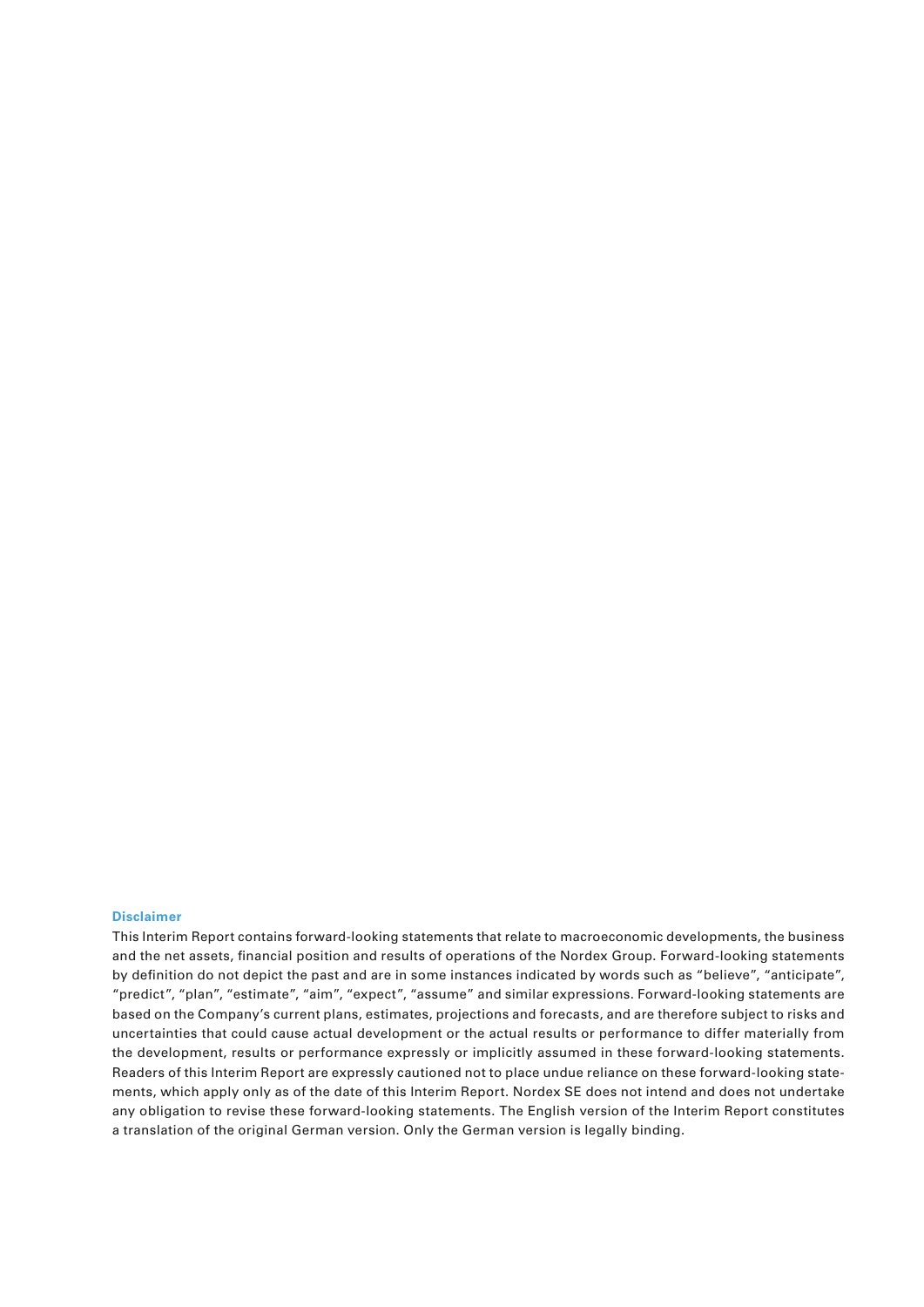**Disclaimer**

This Interim Report contains forward-looking statements that relate to macroeconomic developments, the business and the net assets, financial position and results of operations of the Nordex Group. Forward-looking statements by definition do not depict the past and are in some instances indicated by words such as "believe", "anticipate", "predict", "plan", "estimate", "aim", "expect", "assume" and similar expressions. Forward-looking statements are based on the Company's current plans, estimates, projections and forecasts, and are therefore subject to risks and uncertainties that could cause actual development or the actual results or performance to differ materially from the development, results or performance expressly or implicitly assumed in these forward-looking statements. Readers of this Interim Report are expressly cautioned not to place undue reliance on these forward-looking statements, which apply only as of the date of this Interim Report. Nordex SE does not intend and does not undertake any obligation to revise these forward-looking statements. The English version of the Interim Report constitutes a translation of the original German version. Only the German version is legally binding.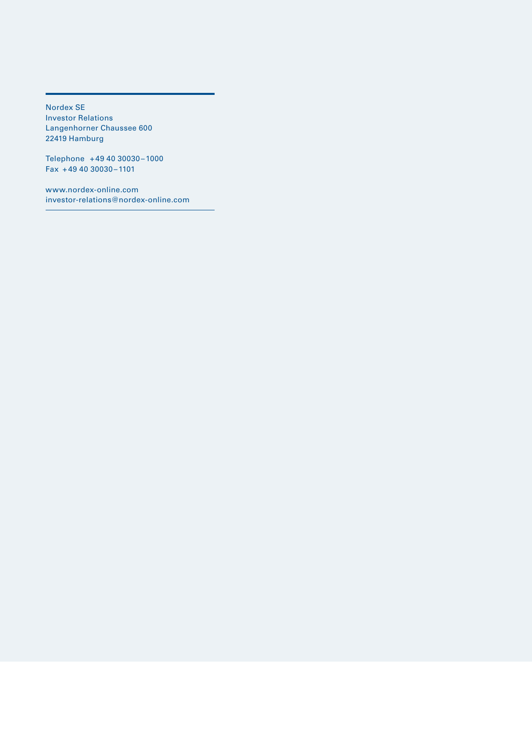Nordex SE  
Investor Relations  
Langenhorner Chaussee 600  
22419 Hamburg

Telephone +49 40 30030 – 1000  
Fax +49 40 30030 – 1101

www.nordex-online.com  
investor-relations@nordex-online.com